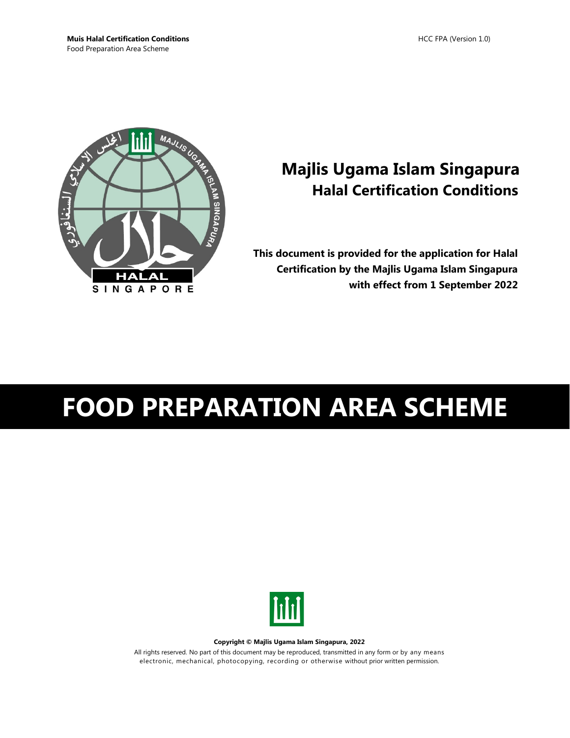# Majlis Ugama Islam Singapura
## Halal Certification Conditions

**This document is provided for the application for Halal Certification by the Majlis Ugama Islam Singapura with effect from 1 September 2022**

# FOOD PREPARATION AREA SCHEME

**Copyright © Majlis Ugama Islam Singapura, 2022**

All rights reserved. No part of this document may be reproduced, transmitted in any form or by any means electronic, mechanical, photocopying, recording or otherwise without prior written permission.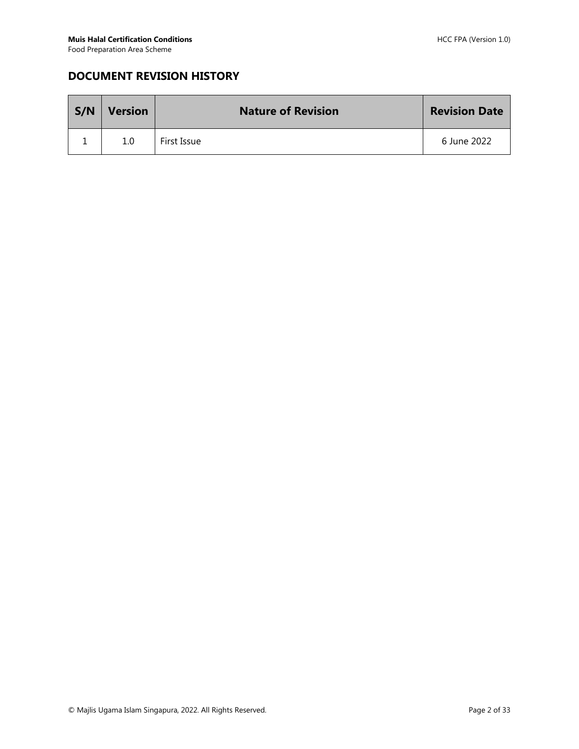## DOCUMENT REVISION HISTORY

| S/N | Version | Nature of Revision | Revision Date |
|---|---|---|---|
| 1 | 1.0 | First Issue | 6 June 2022 |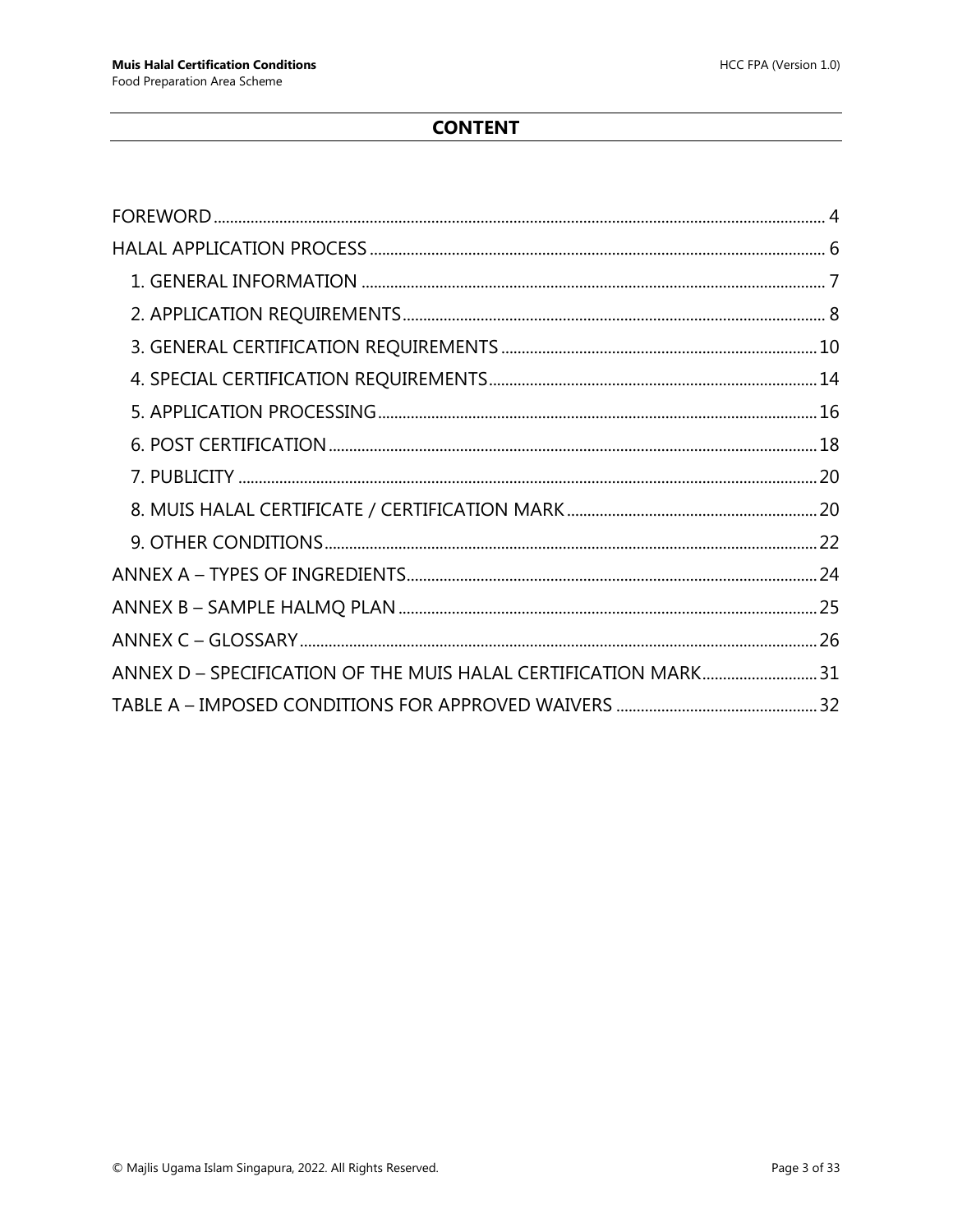# CONTENT

FOREWORD ........................................................................................................................................ 4

HALAL APPLICATION PROCESS .............................................................................................................. 6

- 1. GENERAL INFORMATION ................................................................................................................ 7
- 2. APPLICATION REQUIREMENTS ....................................................................................................... 8
- 3. GENERAL CERTIFICATION REQUIREMENTS ............................................................................ 10
- 4. SPECIAL CERTIFICATION REQUIREMENTS ............................................................................... 14
- 5. APPLICATION PROCESSING .......................................................................................................... 16
- 6. POST CERTIFICATION ...................................................................................................................... 18
- 7. PUBLICITY ........................................................................................................................................... 20
- 8. MUIS HALAL CERTIFICATE / CERTIFICATION MARK ............................................................. 20
- 9. OTHER CONDITIONS ....................................................................................................................... 22

ANNEX A – TYPES OF INGREDIENTS ................................................................................................... 24

ANNEX B – SAMPLE HALMQ PLAN ..................................................................................................... 25

ANNEX C – GLOSSARY ............................................................................................................................. 26

ANNEX D – SPECIFICATION OF THE MUIS HALAL CERTIFICATION MARK ............................. 31

TABLE A – IMPOSED CONDITIONS FOR APPROVED WAIVERS .................................................. 32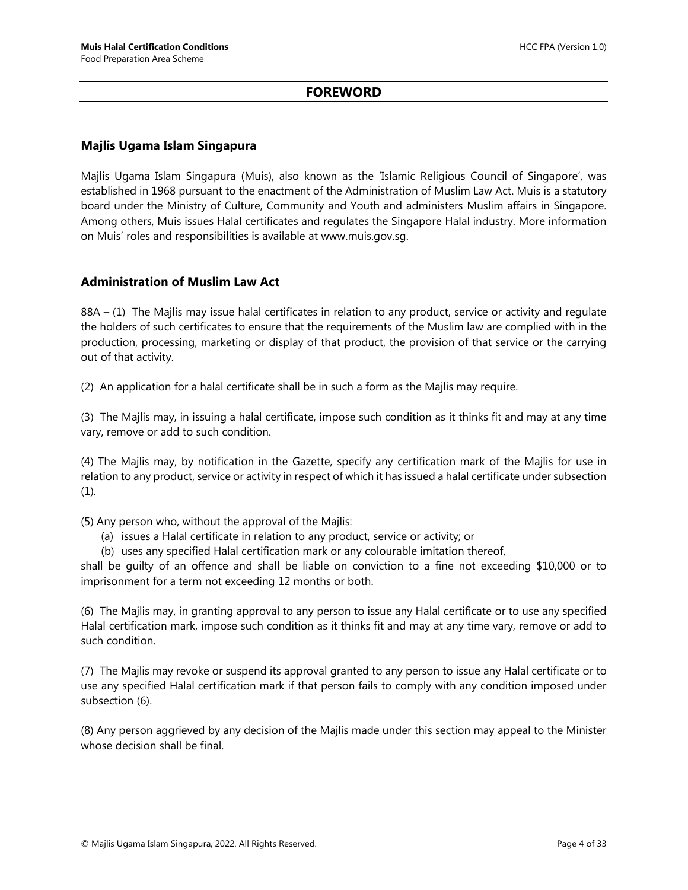# FOREWORD

## Majlis Ugama Islam Singapura

Majlis Ugama Islam Singapura (Muis), also known as the 'Islamic Religious Council of Singapore', was established in 1968 pursuant to the enactment of the Administration of Muslim Law Act. Muis is a statutory board under the Ministry of Culture, Community and Youth and administers Muslim affairs in Singapore. Among others, Muis issues Halal certificates and regulates the Singapore Halal industry. More information on Muis' roles and responsibilities is available at www.muis.gov.sg.

## Administration of Muslim Law Act

88A – (1) The Majlis may issue halal certificates in relation to any product, service or activity and regulate the holders of such certificates to ensure that the requirements of the Muslim law are complied with in the production, processing, marketing or display of that product, the provision of that service or the carrying out of that activity.

(2) An application for a halal certificate shall be in such a form as the Majlis may require.

(3) The Majlis may, in issuing a halal certificate, impose such condition as it thinks fit and may at any time vary, remove or add to such condition.

(4) The Majlis may, by notification in the Gazette, specify any certification mark of the Majlis for use in relation to any product, service or activity in respect of which it has issued a halal certificate under subsection (1).

(5) Any person who, without the approval of the Majlis:

(a) issues a Halal certificate in relation to any product, service or activity; or

(b) uses any specified Halal certification mark or any colourable imitation thereof,

shall be guilty of an offence and shall be liable on conviction to a fine not exceeding $10,000 or to imprisonment for a term not exceeding 12 months or both.

(6) The Majlis may, in granting approval to any person to issue any Halal certificate or to use any specified Halal certification mark, impose such condition as it thinks fit and may at any time vary, remove or add to such condition.

(7) The Majlis may revoke or suspend its approval granted to any person to issue any Halal certificate or to use any specified Halal certification mark if that person fails to comply with any condition imposed under subsection (6).

(8) Any person aggrieved by any decision of the Majlis made under this section may appeal to the Minister whose decision shall be final.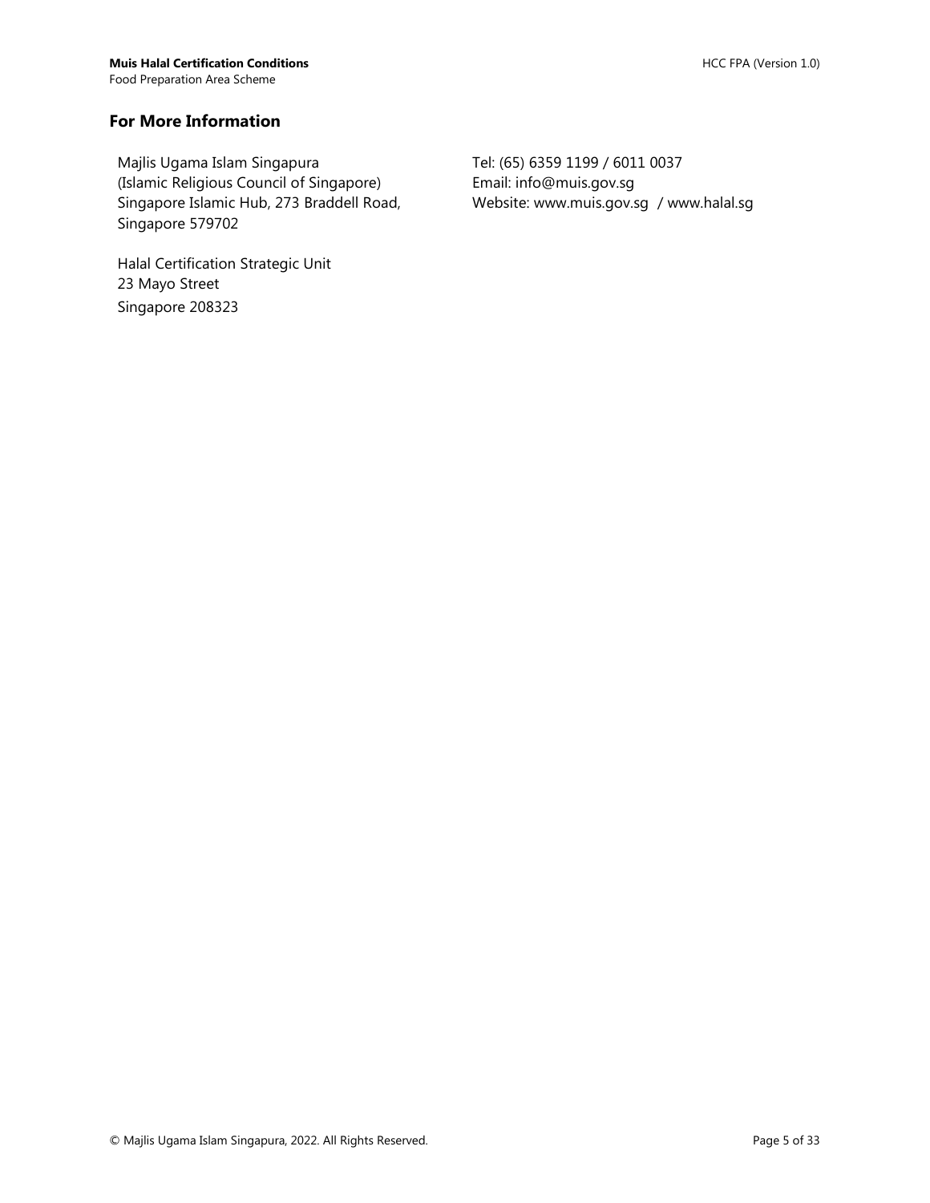## For More Information

Majlis Ugama Islam Singapura
(Islamic Religious Council of Singapore)
Singapore Islamic Hub, 273 Braddell Road,
Singapore 579702

Halal Certification Strategic Unit
23 Mayo Street
Singapore 208323

Tel: (65) 6359 1199 / 6011 0037
Email: info@muis.gov.sg
Website: www.muis.gov.sg / www.halal.sg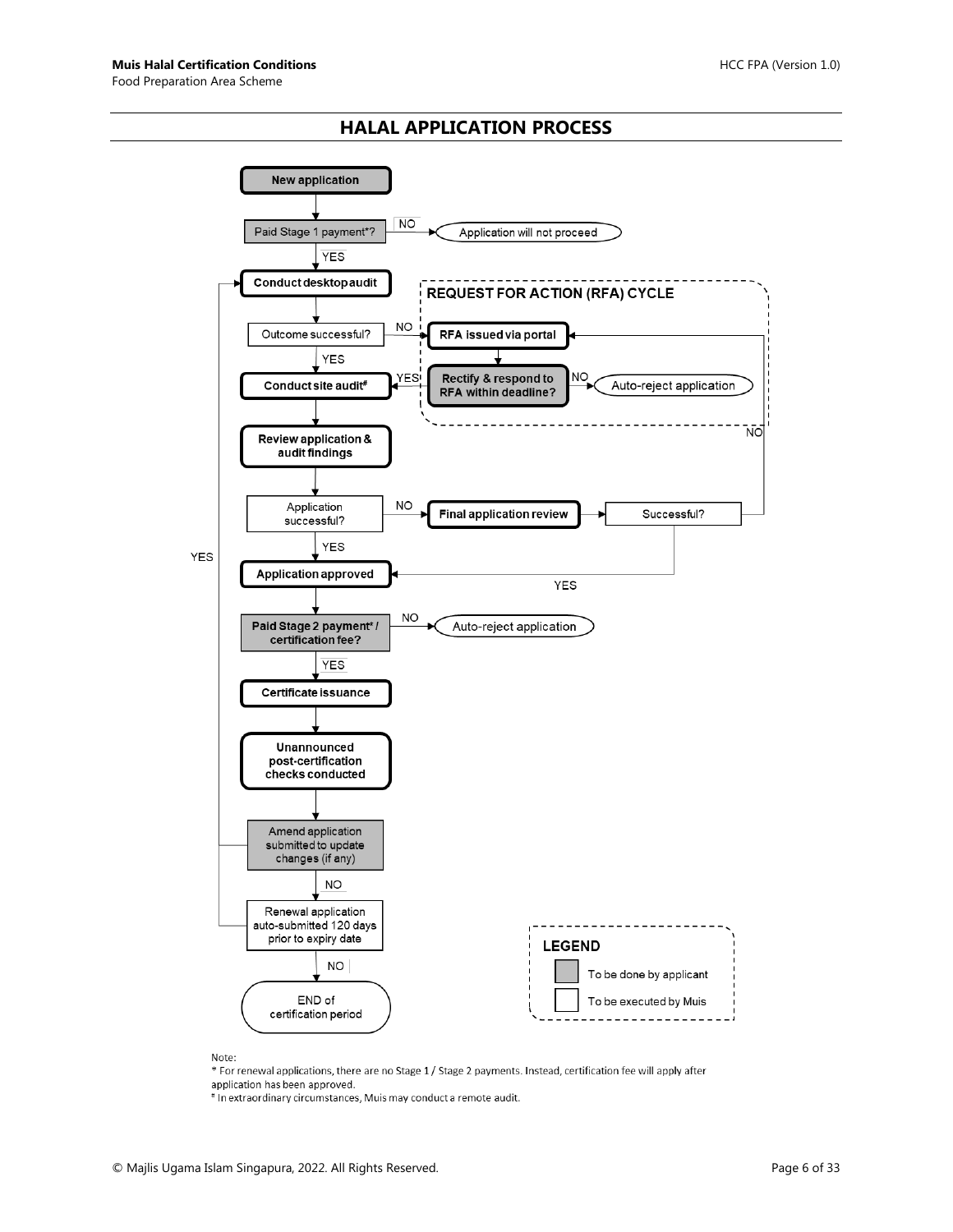## HALAL APPLICATION PROCESS

New application

Paid Stage 1 payment*? — NO → Application will not proceed

YES

Conduct desktop audit

Outcome successful? — NO → RFA issued via portal

YES

Conduct site audit[#]

**REQUEST FOR ACTION (RFA) CYCLE**

RFA issued via portal

Rectify & respond to RFA within deadline? — YES → Conduct site audit; NO → Auto-reject application

Review application & audit findings

Application successful? — NO → Final application review → Successful? — NO → RFA issued via portal; YES → Application approved

YES

Application approved

Paid Stage 2 payment* / certification fee? — NO → Auto-reject application

YES

Certificate issuance

Unannounced post-certification checks conducted

Amend application submitted to update changes (if any) — YES → Conduct desktop audit

NO

Renewal application auto-submitted 120 days prior to expiry date — YES → Conduct desktop audit

NO

END of certification period

**LEGEND**

- To be done by applicant (shaded)
- To be executed by Muis (unshaded)

Note:

\* For renewal applications, there are no Stage 1 / Stage 2 payments. Instead, certification fee will apply after application has been approved.

[#] In extraordinary circumstances, Muis may conduct a remote audit.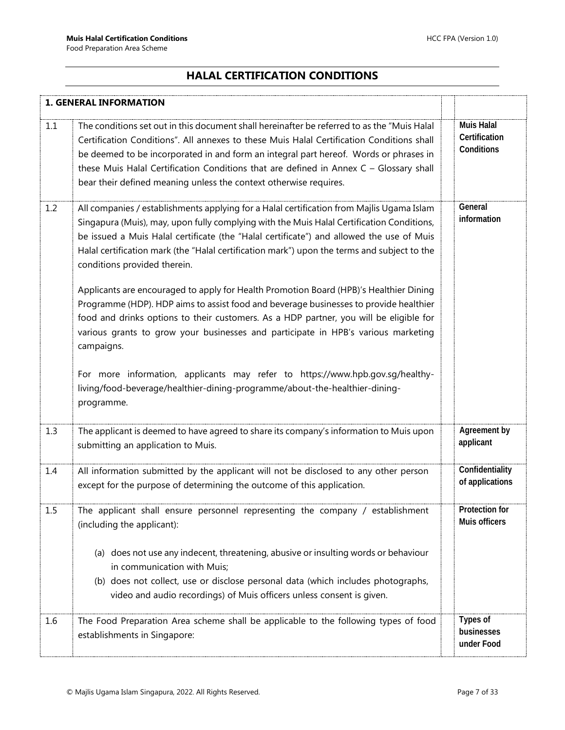## HALAL CERTIFICATION CONDITIONS

| 1. GENERAL INFORMATION | | |
|---|---|---|
| 1.1 | The conditions set out in this document shall hereinafter be referred to as the "Muis Halal Certification Conditions". All annexes to these Muis Halal Certification Conditions shall be deemed to be incorporated in and form an integral part hereof. Words or phrases in these Muis Halal Certification Conditions that are defined in Annex C – Glossary shall bear their defined meaning unless the context otherwise requires. | Muis Halal Certification Conditions |
| 1.2 | All companies / establishments applying for a Halal certification from Majlis Ugama Islam Singapura (Muis), may, upon fully complying with the Muis Halal Certification Conditions, be issued a Muis Halal certificate (the "Halal certificate") and allowed the use of Muis Halal certification mark (the "Halal certification mark") upon the terms and subject to the conditions provided therein.<br><br>Applicants are encouraged to apply for Health Promotion Board (HPB)'s Healthier Dining Programme (HDP). HDP aims to assist food and beverage businesses to provide healthier food and drinks options to their customers. As a HDP partner, you will be eligible for various grants to grow your businesses and participate in HPB's various marketing campaigns.<br><br>For more information, applicants may refer to https://www.hpb.gov.sg/healthy-living/food-beverage/healthier-dining-programme/about-the-healthier-dining-programme. | General information |
| 1.3 | The applicant is deemed to have agreed to share its company's information to Muis upon submitting an application to Muis. | Agreement by applicant |
| 1.4 | All information submitted by the applicant will not be disclosed to any other person except for the purpose of determining the outcome of this application. | Confidentiality of applications |
| 1.5 | The applicant shall ensure personnel representing the company / establishment (including the applicant):<br><br>(a) does not use any indecent, threatening, abusive or insulting words or behaviour in communication with Muis;<br>(b) does not collect, use or disclose personal data (which includes photographs, video and audio recordings) of Muis officers unless consent is given. | Protection for Muis officers |
| 1.6 | The Food Preparation Area scheme shall be applicable to the following types of food establishments in Singapore: | Types of businesses under Food |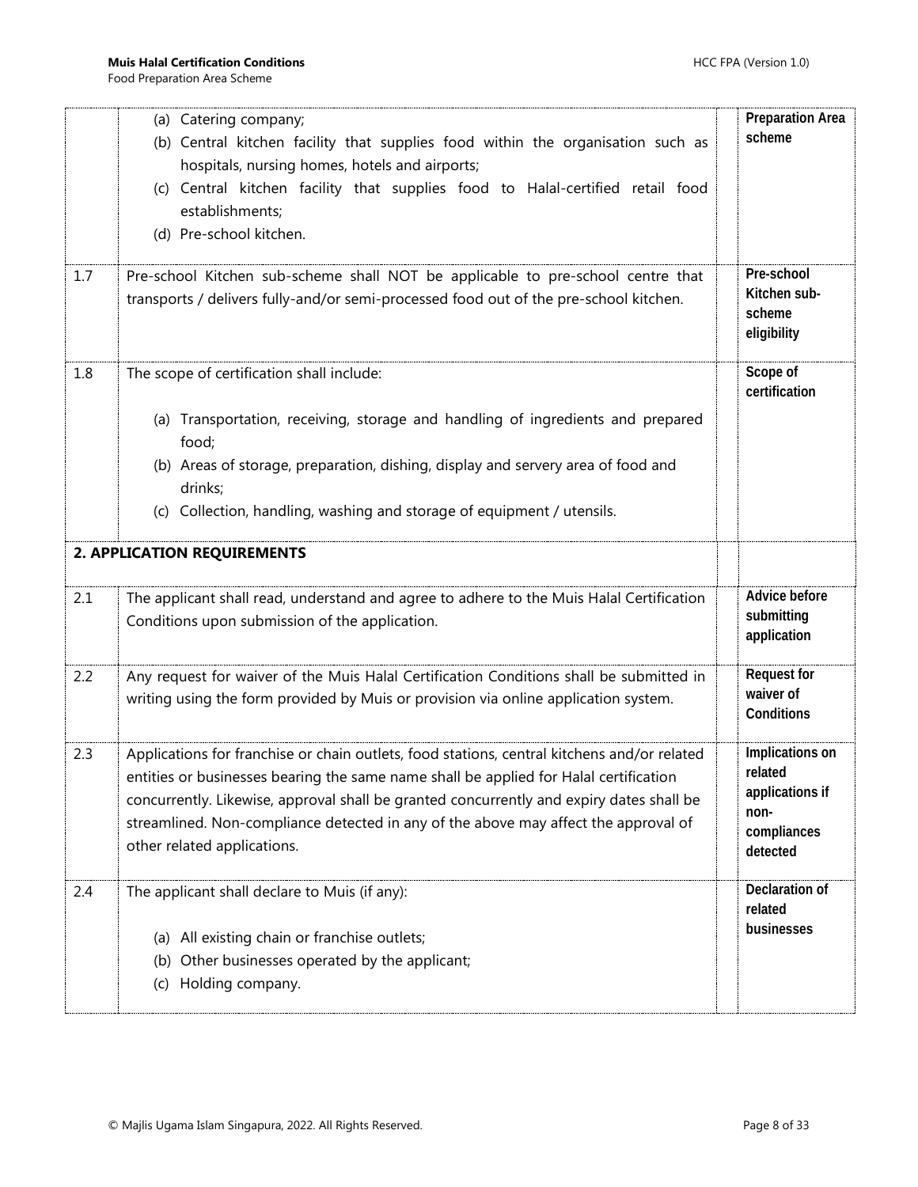| | | | |
|---|---|---|---|
| | (a) Catering company;<br>(b) Central kitchen facility that supplies food within the organisation such as hospitals, nursing homes, hotels and airports;<br>(c) Central kitchen facility that supplies food to Halal-certified retail food establishments;<br>(d) Pre-school kitchen. | | **Preparation Area scheme** |
| 1.7 | Pre-school Kitchen sub-scheme shall NOT be applicable to pre-school centre that transports / delivers fully-and/or semi-processed food out of the pre-school kitchen. | | **Pre-school Kitchen sub-scheme eligibility** |
| 1.8 | The scope of certification shall include:<br><br>(a) Transportation, receiving, storage and handling of ingredients and prepared food;<br>(b) Areas of storage, preparation, dishing, display and servery area of food and drinks;<br>(c) Collection, handling, washing and storage of equipment / utensils. | | **Scope of certification** |
| **2. APPLICATION REQUIREMENTS** | | | |
| 2.1 | The applicant shall read, understand and agree to adhere to the Muis Halal Certification Conditions upon submission of the application. | | **Advice before submitting application** |
| 2.2 | Any request for waiver of the Muis Halal Certification Conditions shall be submitted in writing using the form provided by Muis or provision via online application system. | | **Request for waiver of Conditions** |
| 2.3 | Applications for franchise or chain outlets, food stations, central kitchens and/or related entities or businesses bearing the same name shall be applied for Halal certification concurrently. Likewise, approval shall be granted concurrently and expiry dates shall be streamlined. Non-compliance detected in any of the above may affect the approval of other related applications. | | **Implications on related applications if non-compliances detected** |
| 2.4 | The applicant shall declare to Muis (if any):<br><br>(a) All existing chain or franchise outlets;<br>(b) Other businesses operated by the applicant;<br>(c) Holding company. | | **Declaration of related businesses** |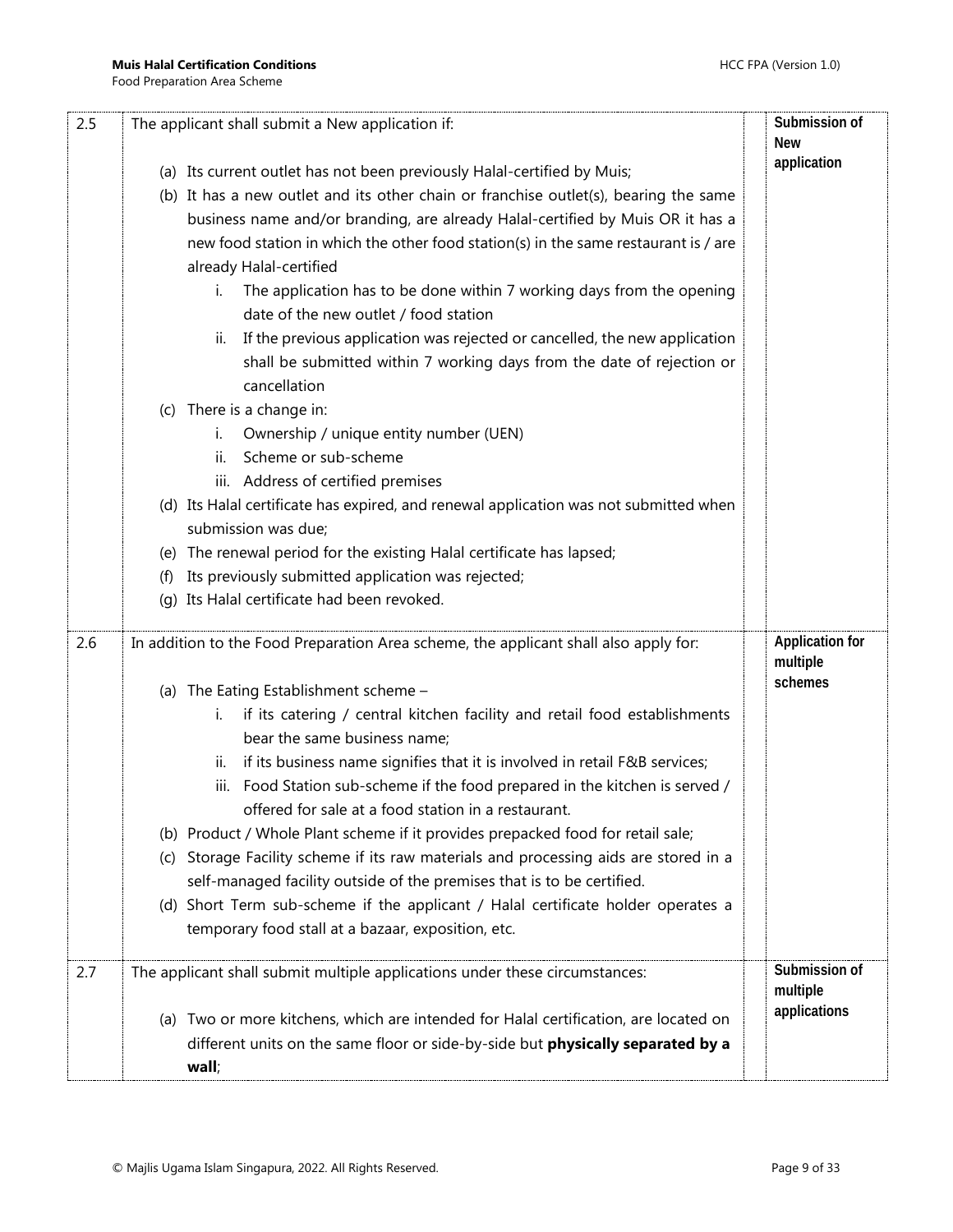| | | | |
|---|---|---|---|
| 2.5 | The applicant shall submit a New application if:<br><br>(a) Its current outlet has not been previously Halal-certified by Muis;<br>(b) It has a new outlet and its other chain or franchise outlet(s), bearing the same business name and/or branding, are already Halal-certified by Muis OR it has a new food station in which the other food station(s) in the same restaurant is / are already Halal-certified<br>&nbsp;&nbsp;&nbsp;&nbsp;i. The application has to be done within 7 working days from the opening date of the new outlet / food station<br>&nbsp;&nbsp;&nbsp;&nbsp;ii. If the previous application was rejected or cancelled, the new application shall be submitted within 7 working days from the date of rejection or cancellation<br>(c) There is a change in:<br>&nbsp;&nbsp;&nbsp;&nbsp;i. Ownership / unique entity number (UEN)<br>&nbsp;&nbsp;&nbsp;&nbsp;ii. Scheme or sub-scheme<br>&nbsp;&nbsp;&nbsp;&nbsp;iii. Address of certified premises<br>(d) Its Halal certificate has expired, and renewal application was not submitted when submission was due;<br>(e) The renewal period for the existing Halal certificate has lapsed;<br>(f) Its previously submitted application was rejected;<br>(g) Its Halal certificate had been revoked. | | **Submission of New application** |
| 2.6 | In addition to the Food Preparation Area scheme, the applicant shall also apply for:<br><br>(a) The Eating Establishment scheme –<br>&nbsp;&nbsp;&nbsp;&nbsp;i. if its catering / central kitchen facility and retail food establishments bear the same business name;<br>&nbsp;&nbsp;&nbsp;&nbsp;ii. if its business name signifies that it is involved in retail F&B services;<br>&nbsp;&nbsp;&nbsp;&nbsp;iii. Food Station sub-scheme if the food prepared in the kitchen is served / offered for sale at a food station in a restaurant.<br>(b) Product / Whole Plant scheme if it provides prepacked food for retail sale;<br>(c) Storage Facility scheme if its raw materials and processing aids are stored in a self-managed facility outside of the premises that is to be certified.<br>(d) Short Term sub-scheme if the applicant / Halal certificate holder operates a temporary food stall at a bazaar, exposition, etc. | | **Application for multiple schemes** |
| 2.7 | The applicant shall submit multiple applications under these circumstances:<br><br>(a) Two or more kitchens, which are intended for Halal certification, are located on different units on the same floor or side-by-side but **physically separated by a wall**; | | **Submission of multiple applications** |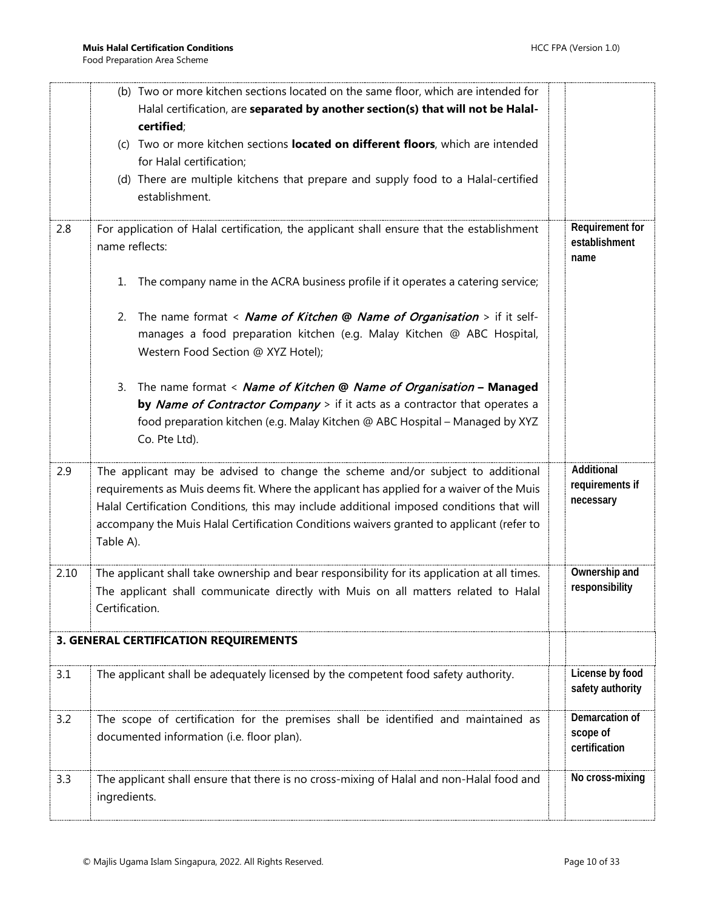| | | | |
|---|---|---|---|
| | (b) Two or more kitchen sections located on the same floor, which are intended for Halal certification, are **separated by another section(s) that will not be Halal-certified**;<br>(c) Two or more kitchen sections **located on different floors**, which are intended for Halal certification;<br>(d) There are multiple kitchens that prepare and supply food to a Halal-certified establishment. | | |
| 2.8 | For application of Halal certification, the applicant shall ensure that the establishment name reflects:<br><br>1. The company name in the ACRA business profile if it operates a catering service;<br><br>2. The name format < ***Name of Kitchen @ Name of Organisation*** > if it self-manages a food preparation kitchen (e.g. Malay Kitchen @ ABC Hospital, Western Food Section @ XYZ Hotel);<br><br>3. The name format < ***Name of Kitchen @ Name of Organisation* – Managed by *Name of Contractor Company*** > if it acts as a contractor that operates a food preparation kitchen (e.g. Malay Kitchen @ ABC Hospital – Managed by XYZ Co. Pte Ltd). | | **Requirement for establishment name** |
| 2.9 | The applicant may be advised to change the scheme and/or subject to additional requirements as Muis deems fit. Where the applicant has applied for a waiver of the Muis Halal Certification Conditions, this may include additional imposed conditions that will accompany the Muis Halal Certification Conditions waivers granted to applicant (refer to Table A). | | **Additional requirements if necessary** |
| 2.10 | The applicant shall take ownership and bear responsibility for its application at all times. The applicant shall communicate directly with Muis on all matters related to Halal Certification. | | **Ownership and responsibility** |
| **3. GENERAL CERTIFICATION REQUIREMENTS** | | | |
| 3.1 | The applicant shall be adequately licensed by the competent food safety authority. | | **License by food safety authority** |
| 3.2 | The scope of certification for the premises shall be identified and maintained as documented information (i.e. floor plan). | | **Demarcation of scope of certification** |
| 3.3 | The applicant shall ensure that there is no cross-mixing of Halal and non-Halal food and ingredients. | | **No cross-mixing** |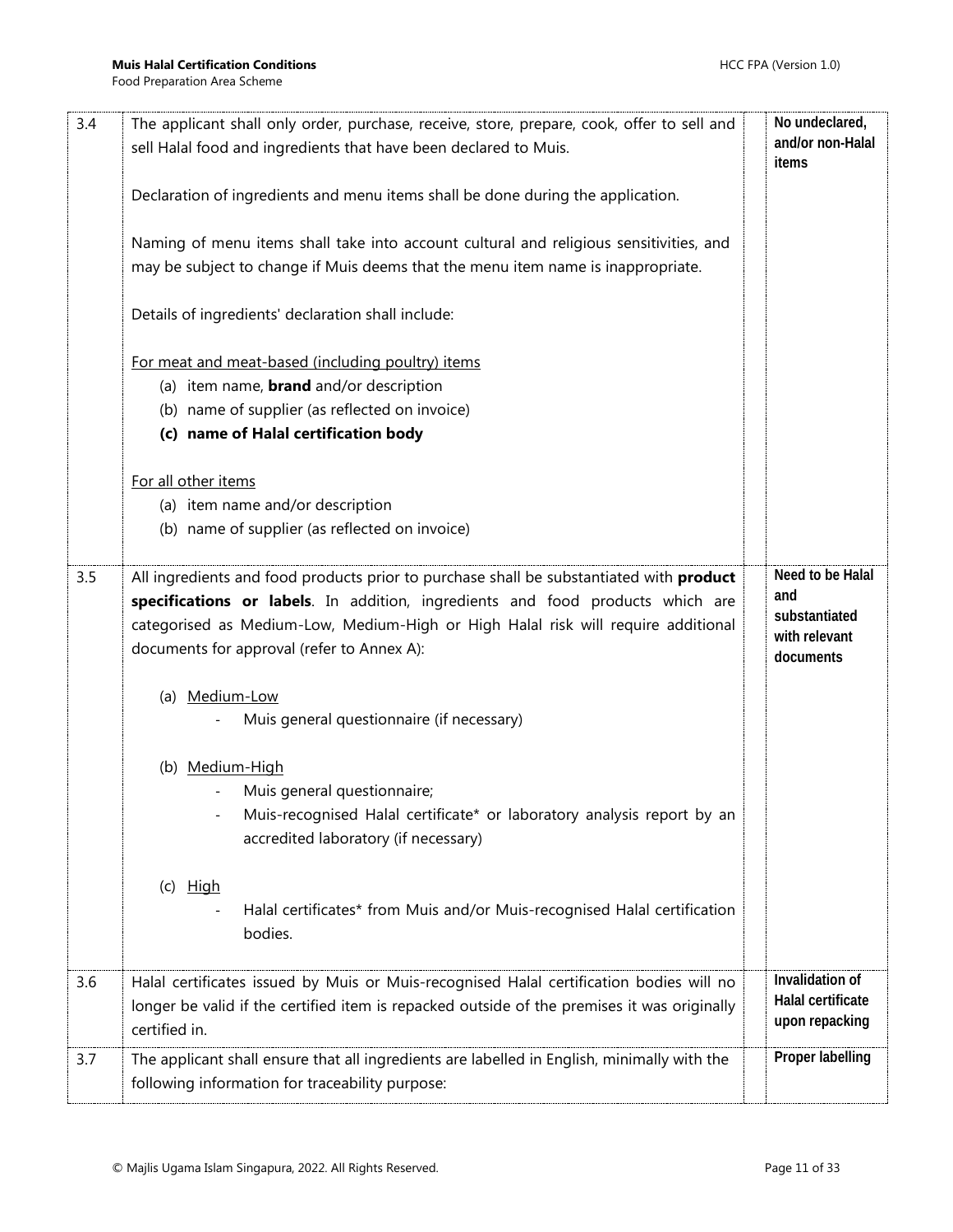| | | | |
|---|---|---|---|
| 3.4 | The applicant shall only order, purchase, receive, store, prepare, cook, offer to sell and sell Halal food and ingredients that have been declared to Muis.<br><br>Declaration of ingredients and menu items shall be done during the application.<br><br>Naming of menu items shall take into account cultural and religious sensitivities, and may be subject to change if Muis deems that the menu item name is inappropriate.<br><br>Details of ingredients' declaration shall include:<br><br><u>For meat and meat-based (including poultry) items</u><br>(a) item name, **brand** and/or description<br>(b) name of supplier (as reflected on invoice)<br>**(c) name of Halal certification body**<br><br><u>For all other items</u><br>(a) item name and/or description<br>(b) name of supplier (as reflected on invoice) | | **No undeclared, and/or non-Halal items** |
| 3.5 | All ingredients and food products prior to purchase shall be substantiated with **product specifications or labels**. In addition, ingredients and food products which are categorised as Medium-Low, Medium-High or High Halal risk will require additional documents for approval (refer to Annex A):<br><br>(a) <u>Medium-Low</u><br>- Muis general questionnaire (if necessary)<br><br>(b) <u>Medium-High</u><br>- Muis general questionnaire;<br>- Muis-recognised Halal certificate* or laboratory analysis report by an accredited laboratory (if necessary)<br><br>(c) <u>High</u><br>- Halal certificates* from Muis and/or Muis-recognised Halal certification bodies. | | **Need to be Halal and substantiated with relevant documents** |
| 3.6 | Halal certificates issued by Muis or Muis-recognised Halal certification bodies will no longer be valid if the certified item is repacked outside of the premises it was originally certified in. | | **Invalidation of Halal certificate upon repacking** |
| 3.7 | The applicant shall ensure that all ingredients are labelled in English, minimally with the following information for traceability purpose: | | **Proper labelling** |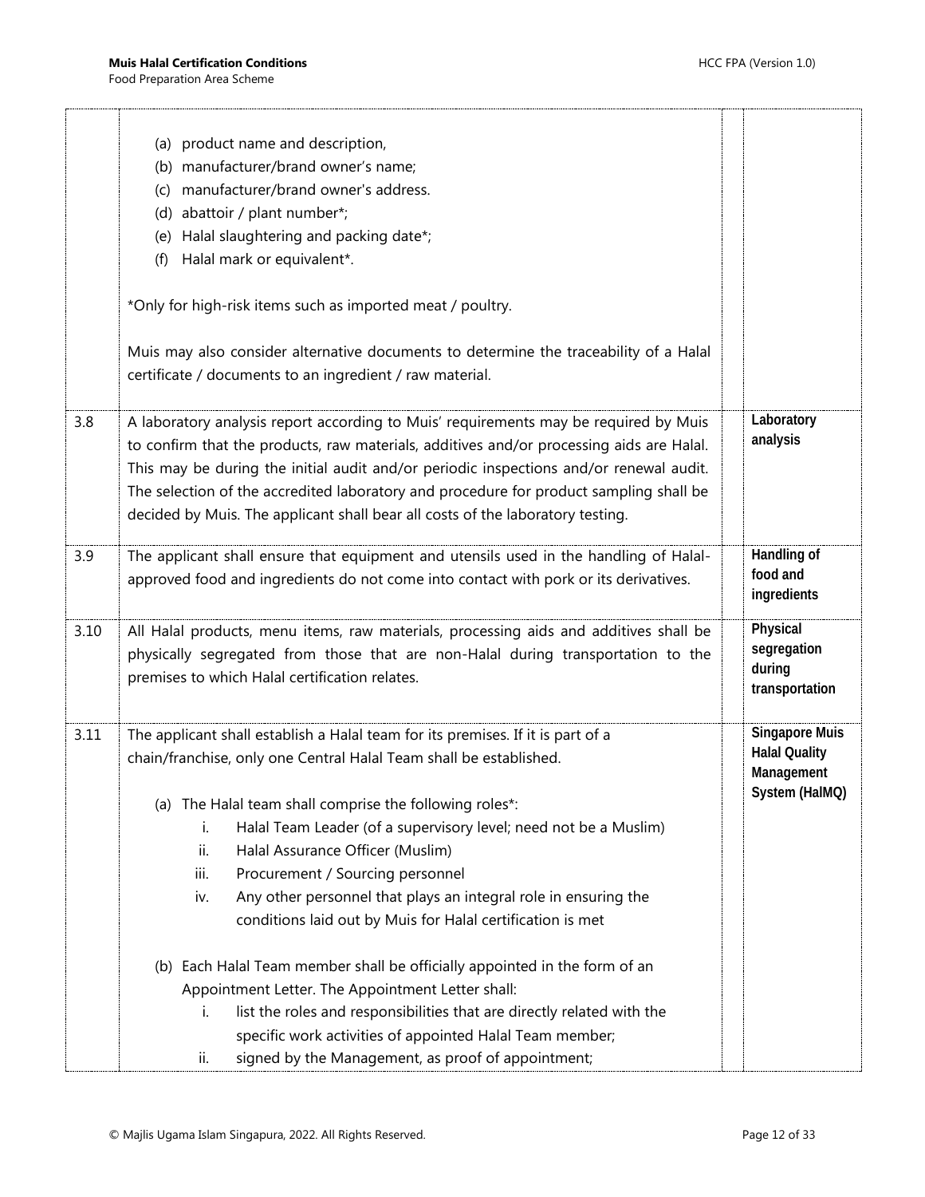| | | | |
|---|---|---|---|
| | (a) product name and description,<br>(b) manufacturer/brand owner's name;<br>(c) manufacturer/brand owner's address.<br>(d) abattoir / plant number*;<br>(e) Halal slaughtering and packing date*;<br>(f) Halal mark or equivalent*.<br><br>*Only for high-risk items such as imported meat / poultry.<br><br>Muis may also consider alternative documents to determine the traceability of a Halal certificate / documents to an ingredient / raw material. | | |
| 3.8 | A laboratory analysis report according to Muis' requirements may be required by Muis to confirm that the products, raw materials, additives and/or processing aids are Halal. This may be during the initial audit and/or periodic inspections and/or renewal audit. The selection of the accredited laboratory and procedure for product sampling shall be decided by Muis. The applicant shall bear all costs of the laboratory testing. | | **Laboratory analysis** |
| 3.9 | The applicant shall ensure that equipment and utensils used in the handling of Halal-approved food and ingredients do not come into contact with pork or its derivatives. | | **Handling of food and ingredients** |
| 3.10 | All Halal products, menu items, raw materials, processing aids and additives shall be physically segregated from those that are non-Halal during transportation to the premises to which Halal certification relates. | | **Physical segregation during transportation** |
| 3.11 | The applicant shall establish a Halal team for its premises. If it is part of a chain/franchise, only one Central Halal Team shall be established.<br><br>(a) The Halal team shall comprise the following roles*:<br>i. Halal Team Leader (of a supervisory level; need not be a Muslim)<br>ii. Halal Assurance Officer (Muslim)<br>iii. Procurement / Sourcing personnel<br>iv. Any other personnel that plays an integral role in ensuring the conditions laid out by Muis for Halal certification is met<br><br>(b) Each Halal Team member shall be officially appointed in the form of an Appointment Letter. The Appointment Letter shall:<br>i. list the roles and responsibilities that are directly related with the specific work activities of appointed Halal Team member;<br>ii. signed by the Management, as proof of appointment; | | **Singapore Muis Halal Quality Management System (HalMQ)** |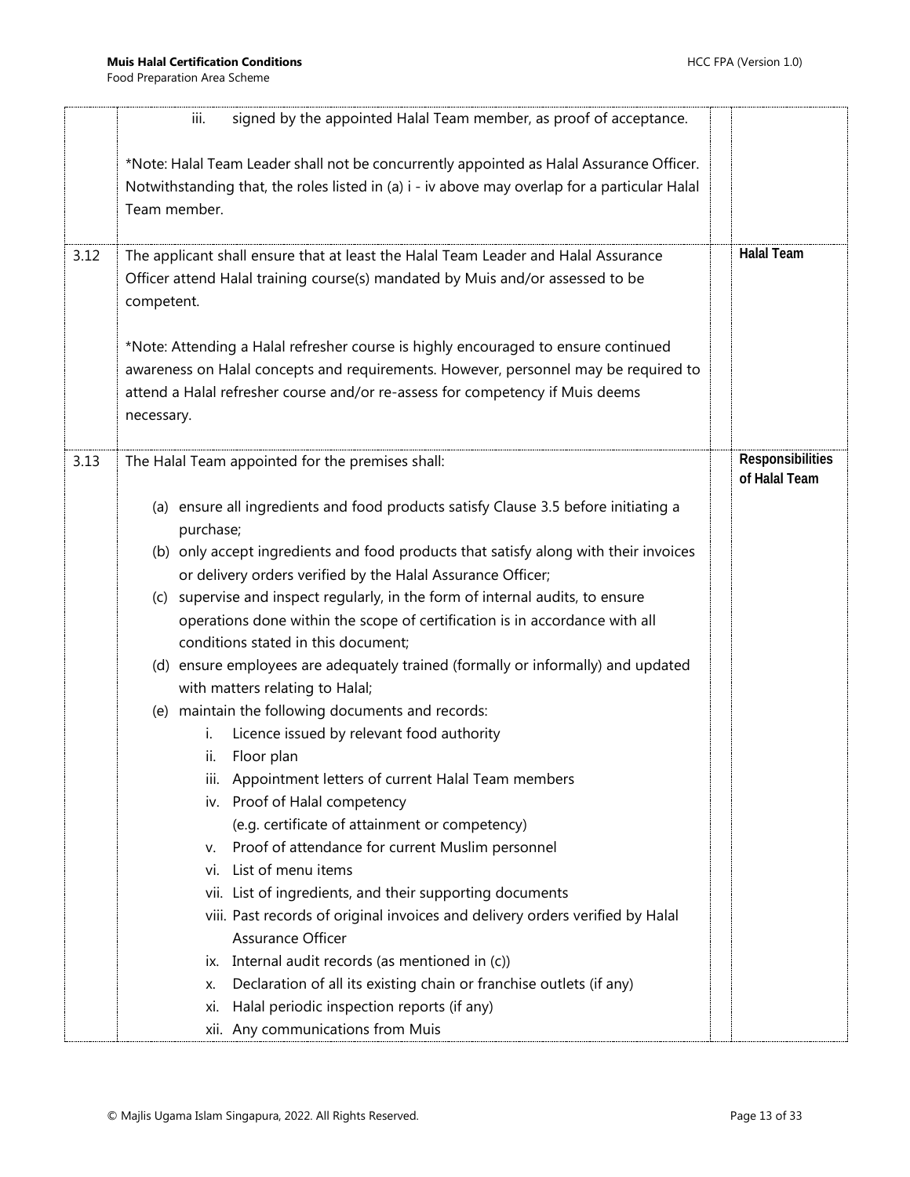| | | | |
|---|---|---|---|
| | iii. signed by the appointed Halal Team member, as proof of acceptance.<br><br>*Note: Halal Team Leader shall not be concurrently appointed as Halal Assurance Officer. Notwithstanding that, the roles listed in (a) i - iv above may overlap for a particular Halal Team member. | | |
| 3.12 | The applicant shall ensure that at least the Halal Team Leader and Halal Assurance Officer attend Halal training course(s) mandated by Muis and/or assessed to be competent.<br><br>*Note: Attending a Halal refresher course is highly encouraged to ensure continued awareness on Halal concepts and requirements. However, personnel may be required to attend a Halal refresher course and/or re-assess for competency if Muis deems necessary. | | **Halal Team** |
| 3.13 | The Halal Team appointed for the premises shall:<br><br>(a) ensure all ingredients and food products satisfy Clause 3.5 before initiating a purchase;<br>(b) only accept ingredients and food products that satisfy along with their invoices or delivery orders verified by the Halal Assurance Officer;<br>(c) supervise and inspect regularly, in the form of internal audits, to ensure operations done within the scope of certification is in accordance with all conditions stated in this document;<br>(d) ensure employees are adequately trained (formally or informally) and updated with matters relating to Halal;<br>(e) maintain the following documents and records:<br>i. Licence issued by relevant food authority<br>ii. Floor plan<br>iii. Appointment letters of current Halal Team members<br>iv. Proof of Halal competency (e.g. certificate of attainment or competency)<br>v. Proof of attendance for current Muslim personnel<br>vi. List of menu items<br>vii. List of ingredients, and their supporting documents<br>viii. Past records of original invoices and delivery orders verified by Halal Assurance Officer<br>ix. Internal audit records (as mentioned in (c))<br>x. Declaration of all its existing chain or franchise outlets (if any)<br>xi. Halal periodic inspection reports (if any)<br>xii. Any communications from Muis | | **Responsibilities of Halal Team** |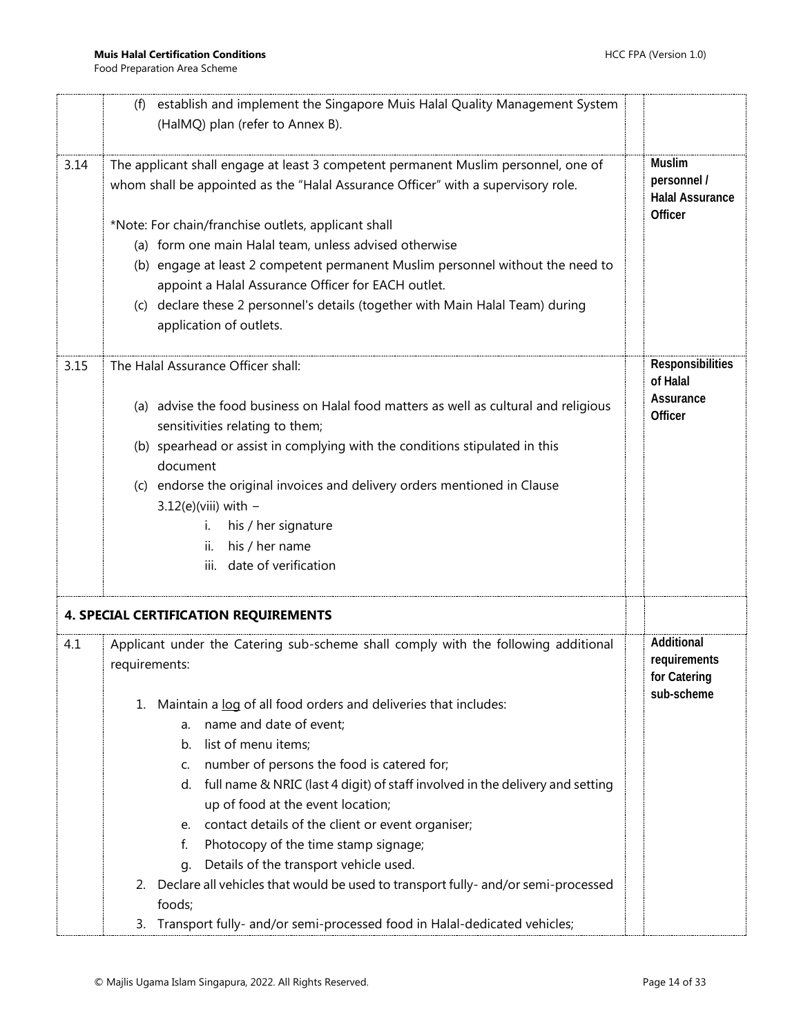| | | | |
|---|---|---|---|
| | (f) establish and implement the Singapore Muis Halal Quality Management System (HalMQ) plan (refer to Annex B). | | |
| 3.14 | The applicant shall engage at least 3 competent permanent Muslim personnel, one of whom shall be appointed as the "Halal Assurance Officer" with a supervisory role.<br><br>*Note: For chain/franchise outlets, applicant shall<br>(a) form one main Halal team, unless advised otherwise<br>(b) engage at least 2 competent permanent Muslim personnel without the need to appoint a Halal Assurance Officer for EACH outlet.<br>(c) declare these 2 personnel's details (together with Main Halal Team) during application of outlets. | | **Muslim personnel / Halal Assurance Officer** |
| 3.15 | The Halal Assurance Officer shall:<br><br>(a) advise the food business on Halal food matters as well as cultural and religious sensitivities relating to them;<br>(b) spearhead or assist in complying with the conditions stipulated in this document<br>(c) endorse the original invoices and delivery orders mentioned in Clause 3.12(e)(viii) with –<br>i. his / her signature<br>ii. his / her name<br>iii. date of verification | | **Responsibilities of Halal Assurance Officer** |
| **4. SPECIAL CERTIFICATION REQUIREMENTS** | | | |
| 4.1 | Applicant under the Catering sub-scheme shall comply with the following additional requirements:<br><br>1. Maintain a log of all food orders and deliveries that includes:<br>a. name and date of event;<br>b. list of menu items;<br>c. number of persons the food is catered for;<br>d. full name & NRIC (last 4 digit) of staff involved in the delivery and setting up of food at the event location;<br>e. contact details of the client or event organiser;<br>f. Photocopy of the time stamp signage;<br>g. Details of the transport vehicle used.<br>2. Declare all vehicles that would be used to transport fully- and/or semi-processed foods;<br>3. Transport fully- and/or semi-processed food in Halal-dedicated vehicles; | | **Additional requirements for Catering sub-scheme** |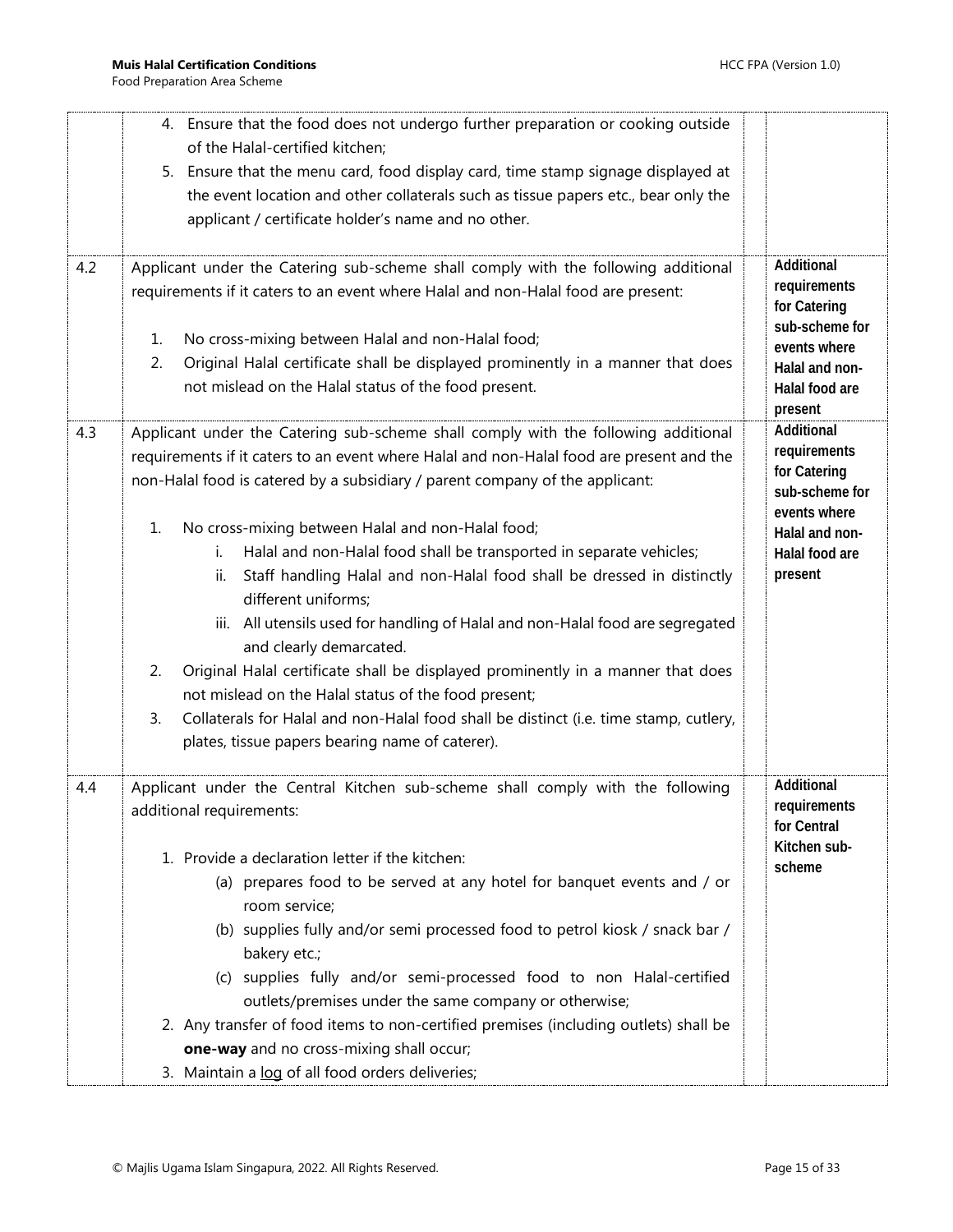| | | | |
|---|---|---|---|
| | 4. Ensure that the food does not undergo further preparation or cooking outside of the Halal-certified kitchen;<br>5. Ensure that the menu card, food display card, time stamp signage displayed at the event location and other collaterals such as tissue papers etc., bear only the applicant / certificate holder's name and no other. | | |
| 4.2 | Applicant under the Catering sub-scheme shall comply with the following additional requirements if it caters to an event where Halal and non-Halal food are present:<br><br>1. No cross-mixing between Halal and non-Halal food;<br>2. Original Halal certificate shall be displayed prominently in a manner that does not mislead on the Halal status of the food present. | | **Additional requirements for Catering sub-scheme for events where Halal and non-Halal food are present** |
| 4.3 | Applicant under the Catering sub-scheme shall comply with the following additional requirements if it caters to an event where Halal and non-Halal food are present and the non-Halal food is catered by a subsidiary / parent company of the applicant:<br><br>1. No cross-mixing between Halal and non-Halal food;<br>i. Halal and non-Halal food shall be transported in separate vehicles;<br>ii. Staff handling Halal and non-Halal food shall be dressed in distinctly different uniforms;<br>iii. All utensils used for handling of Halal and non-Halal food are segregated and clearly demarcated.<br>2. Original Halal certificate shall be displayed prominently in a manner that does not mislead on the Halal status of the food present;<br>3. Collaterals for Halal and non-Halal food shall be distinct (i.e. time stamp, cutlery, plates, tissue papers bearing name of caterer). | | **Additional requirements for Catering sub-scheme for events where Halal and non-Halal food are present** |
| 4.4 | Applicant under the Central Kitchen sub-scheme shall comply with the following additional requirements:<br><br>1. Provide a declaration letter if the kitchen:<br>(a) prepares food to be served at any hotel for banquet events and / or room service;<br>(b) supplies fully and/or semi processed food to petrol kiosk / snack bar / bakery etc.;<br>(c) supplies fully and/or semi-processed food to non Halal-certified outlets/premises under the same company or otherwise;<br>2. Any transfer of food items to non-certified premises (including outlets) shall be **one-way** and no cross-mixing shall occur;<br>3. Maintain a log of all food orders deliveries; | | **Additional requirements for Central Kitchen sub-scheme** |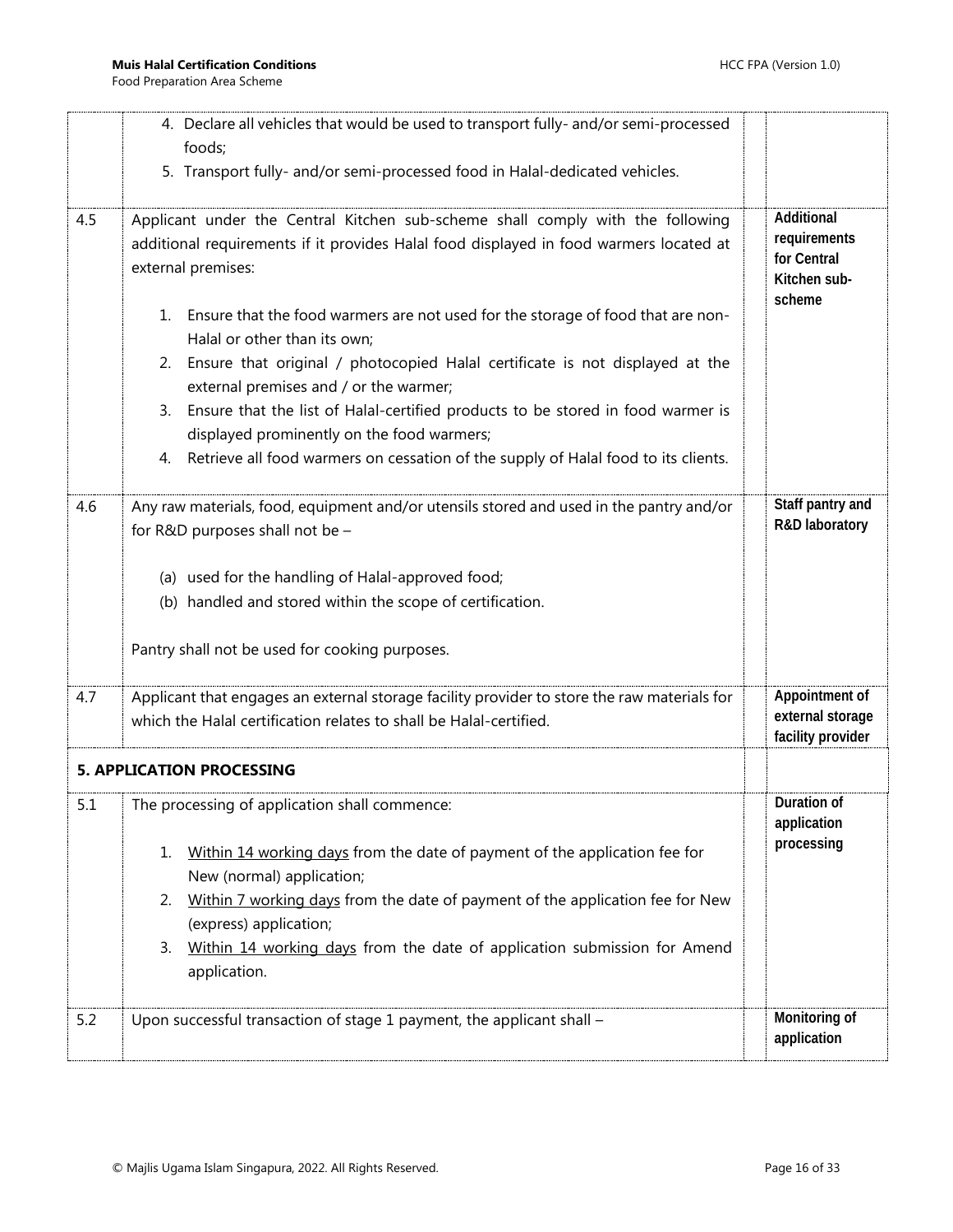| | | | |
|---|---|---|---|
| | 4. Declare all vehicles that would be used to transport fully- and/or semi-processed foods;<br>5. Transport fully- and/or semi-processed food in Halal-dedicated vehicles. | | |
| 4.5 | Applicant under the Central Kitchen sub-scheme shall comply with the following additional requirements if it provides Halal food displayed in food warmers located at external premises:<br><br>1. Ensure that the food warmers are not used for the storage of food that are non-Halal or other than its own;<br>2. Ensure that original / photocopied Halal certificate is not displayed at the external premises and / or the warmer;<br>3. Ensure that the list of Halal-certified products to be stored in food warmer is displayed prominently on the food warmers;<br>4. Retrieve all food warmers on cessation of the supply of Halal food to its clients. | | **Additional requirements for Central Kitchen sub-scheme** |
| 4.6 | Any raw materials, food, equipment and/or utensils stored and used in the pantry and/or for R&D purposes shall not be –<br><br>(a) used for the handling of Halal-approved food;<br>(b) handled and stored within the scope of certification.<br><br>Pantry shall not be used for cooking purposes. | | **Staff pantry and R&D laboratory** |
| 4.7 | Applicant that engages an external storage facility provider to store the raw materials for which the Halal certification relates to shall be Halal-certified. | | **Appointment of external storage facility provider** |
| **5. APPLICATION PROCESSING** | | | |
| 5.1 | The processing of application shall commence:<br><br>1. <u>Within 14 working days</u> from the date of payment of the application fee for New (normal) application;<br>2. <u>Within 7 working days</u> from the date of payment of the application fee for New (express) application;<br>3. <u>Within 14 working days</u> from the date of application submission for Amend application. | | **Duration of application processing** |
| 5.2 | Upon successful transaction of stage 1 payment, the applicant shall – | | **Monitoring of application** |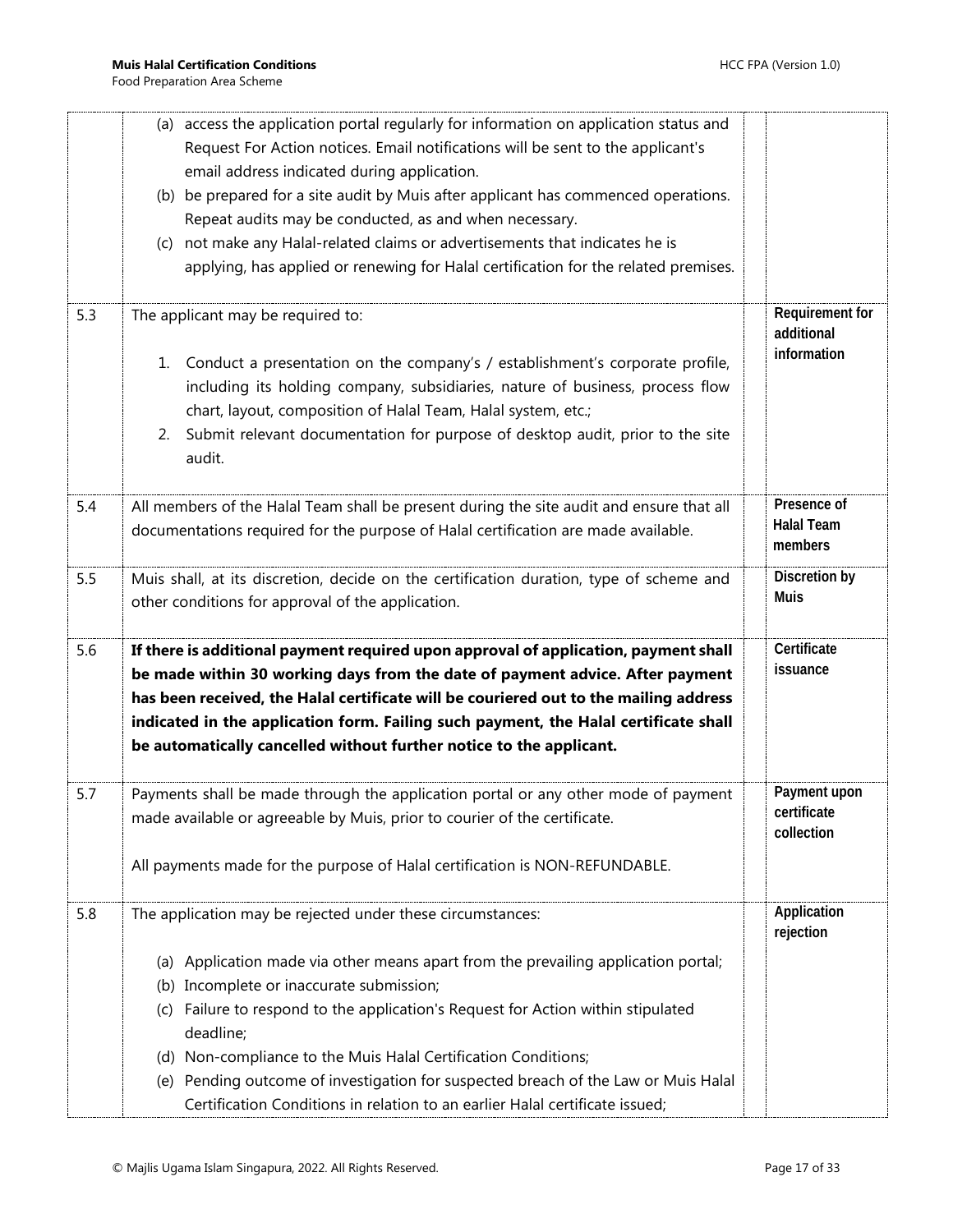| | | |
|---|---|---|
| | (a) access the application portal regularly for information on application status and Request For Action notices. Email notifications will be sent to the applicant's email address indicated during application.<br>(b) be prepared for a site audit by Muis after applicant has commenced operations. Repeat audits may be conducted, as and when necessary.<br>(c) not make any Halal-related claims or advertisements that indicates he is applying, has applied or renewing for Halal certification for the related premises. | |
| 5.3 | The applicant may be required to:<br><br>1. Conduct a presentation on the company's / establishment's corporate profile, including its holding company, subsidiaries, nature of business, process flow chart, layout, composition of Halal Team, Halal system, etc.;<br>2. Submit relevant documentation for purpose of desktop audit, prior to the site audit. | **Requirement for additional information** |
| 5.4 | All members of the Halal Team shall be present during the site audit and ensure that all documentations required for the purpose of Halal certification are made available. | **Presence of Halal Team members** |
| 5.5 | Muis shall, at its discretion, decide on the certification duration, type of scheme and other conditions for approval of the application. | **Discretion by Muis** |
| 5.6 | **If there is additional payment required upon approval of application, payment shall be made within 30 working days from the date of payment advice. After payment has been received, the Halal certificate will be couriered out to the mailing address indicated in the application form. Failing such payment, the Halal certificate shall be automatically cancelled without further notice to the applicant.** | **Certificate issuance** |
| 5.7 | Payments shall be made through the application portal or any other mode of payment made available or agreeable by Muis, prior to courier of the certificate.<br><br>All payments made for the purpose of Halal certification is NON-REFUNDABLE. | **Payment upon certificate collection** |
| 5.8 | The application may be rejected under these circumstances:<br><br>(a) Application made via other means apart from the prevailing application portal;<br>(b) Incomplete or inaccurate submission;<br>(c) Failure to respond to the application's Request for Action within stipulated deadline;<br>(d) Non-compliance to the Muis Halal Certification Conditions;<br>(e) Pending outcome of investigation for suspected breach of the Law or Muis Halal Certification Conditions in relation to an earlier Halal certificate issued; | **Application rejection** |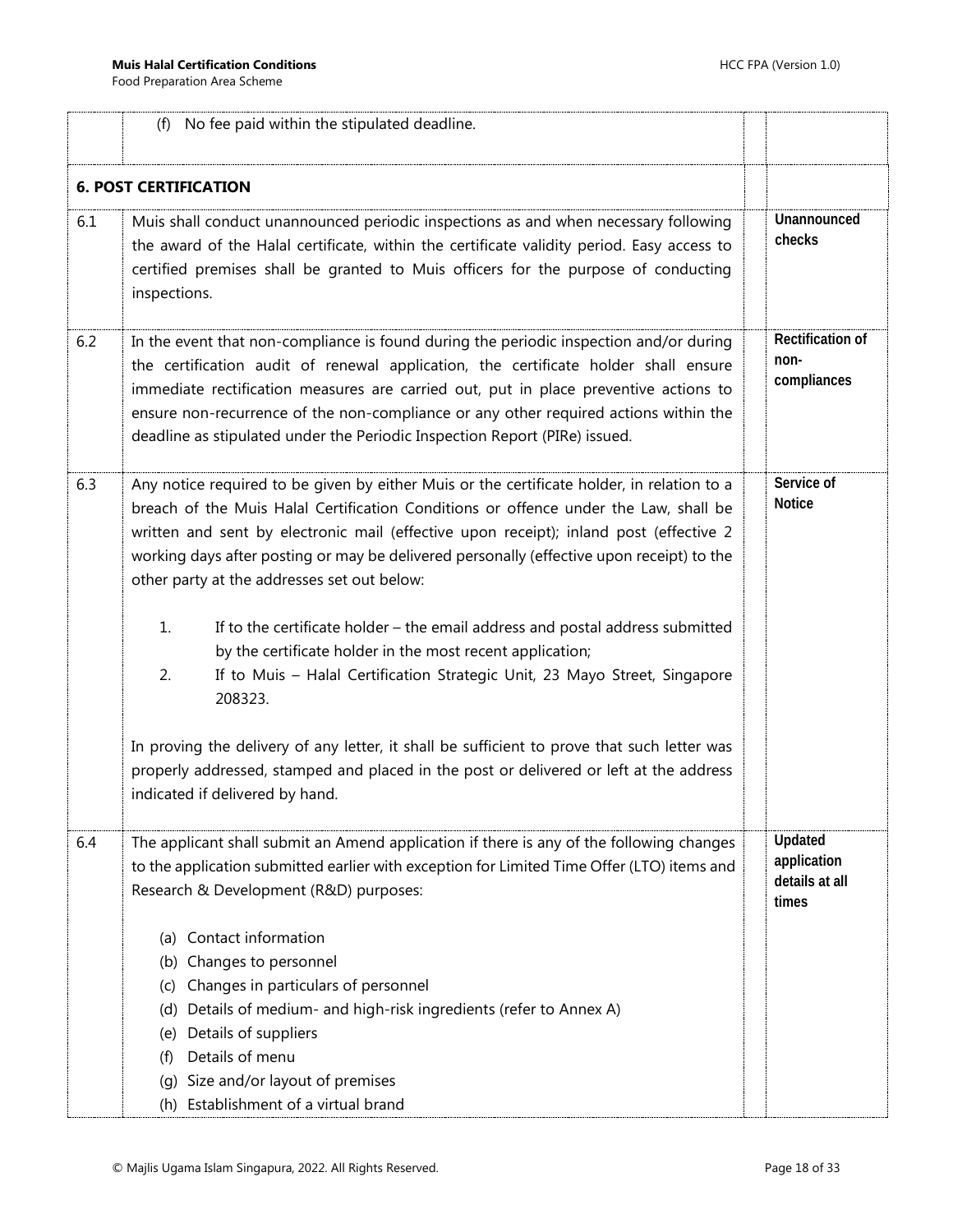| | | | |
|---|---|---|---|
| | (f) No fee paid within the stipulated deadline. | | |
| **6. POST CERTIFICATION** | | | |
| 6.1 | Muis shall conduct unannounced periodic inspections as and when necessary following the award of the Halal certificate, within the certificate validity period. Easy access to certified premises shall be granted to Muis officers for the purpose of conducting inspections. | | **Unannounced checks** |
| 6.2 | In the event that non-compliance is found during the periodic inspection and/or during the certification audit of renewal application, the certificate holder shall ensure immediate rectification measures are carried out, put in place preventive actions to ensure non-recurrence of the non-compliance or any other required actions within the deadline as stipulated under the Periodic Inspection Report (PIRe) issued. | | **Rectification of non-compliances** |
| 6.3 | Any notice required to be given by either Muis or the certificate holder, in relation to a breach of the Muis Halal Certification Conditions or offence under the Law, shall be written and sent by electronic mail (effective upon receipt); inland post (effective 2 working days after posting or may be delivered personally (effective upon receipt) to the other party at the addresses set out below:<br><br>1. If to the certificate holder – the email address and postal address submitted by the certificate holder in the most recent application;<br>2. If to Muis – Halal Certification Strategic Unit, 23 Mayo Street, Singapore 208323.<br><br>In proving the delivery of any letter, it shall be sufficient to prove that such letter was properly addressed, stamped and placed in the post or delivered or left at the address indicated if delivered by hand. | | **Service of Notice** |
| 6.4 | The applicant shall submit an Amend application if there is any of the following changes to the application submitted earlier with exception for Limited Time Offer (LTO) items and Research & Development (R&D) purposes:<br><br>(a) Contact information<br>(b) Changes to personnel<br>(c) Changes in particulars of personnel<br>(d) Details of medium- and high-risk ingredients (refer to Annex A)<br>(e) Details of suppliers<br>(f) Details of menu<br>(g) Size and/or layout of premises<br>(h) Establishment of a virtual brand | | **Updated application details at all times** |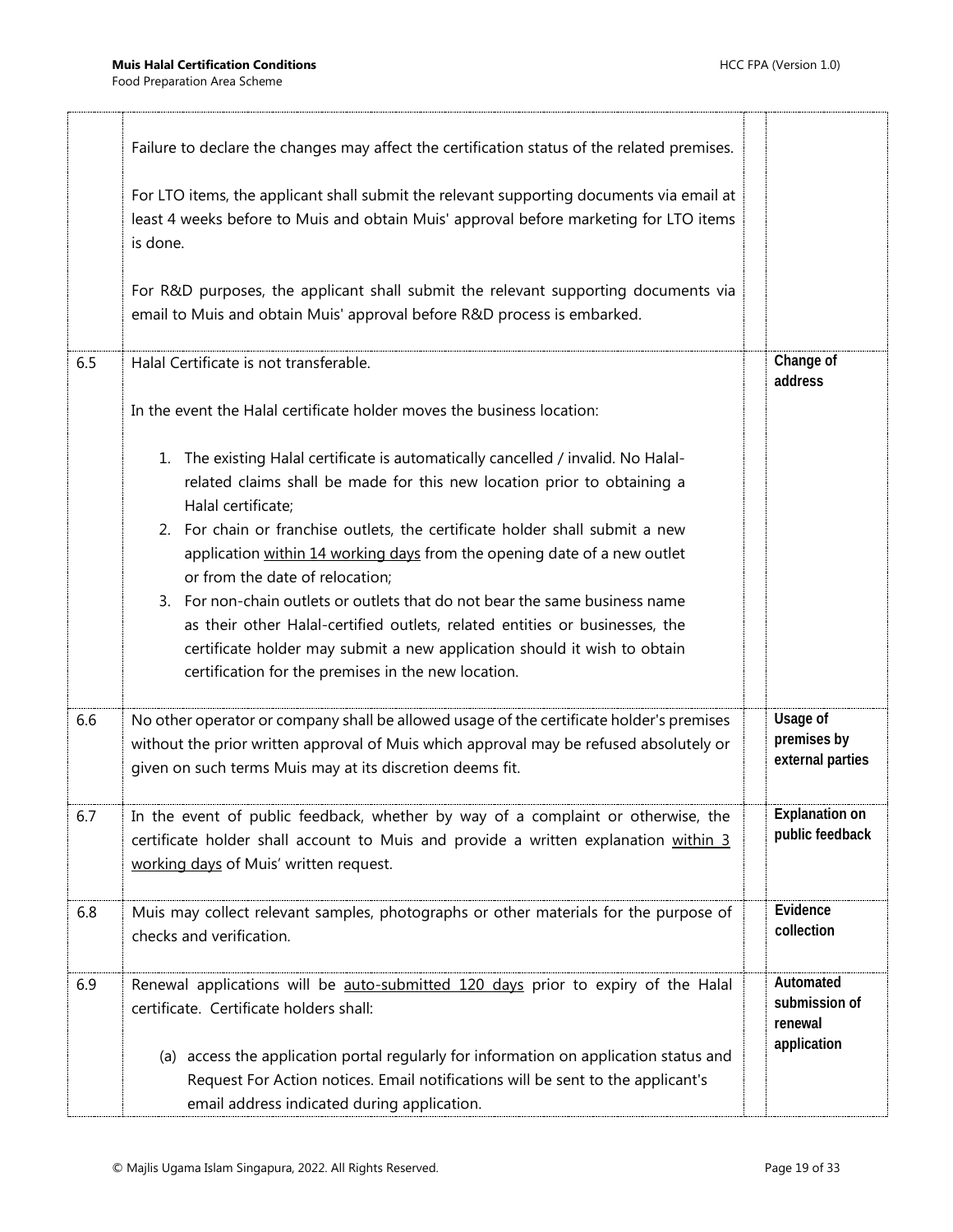| | | | |
|---|---|---|---|
| | Failure to declare the changes may affect the certification status of the related premises.<br><br>For LTO items, the applicant shall submit the relevant supporting documents via email at least 4 weeks before to Muis and obtain Muis' approval before marketing for LTO items is done.<br><br>For R&D purposes, the applicant shall submit the relevant supporting documents via email to Muis and obtain Muis' approval before R&D process is embarked. | | |
| 6.5 | Halal Certificate is not transferable.<br><br>In the event the Halal certificate holder moves the business location:<br><br>1. The existing Halal certificate is automatically cancelled / invalid. No Halal-related claims shall be made for this new location prior to obtaining a Halal certificate;<br>2. For chain or franchise outlets, the certificate holder shall submit a new application <u>within 14 working days</u> from the opening date of a new outlet or from the date of relocation;<br>3. For non-chain outlets or outlets that do not bear the same business name as their other Halal-certified outlets, related entities or businesses, the certificate holder may submit a new application should it wish to obtain certification for the premises in the new location. | | **Change of address** |
| 6.6 | No other operator or company shall be allowed usage of the certificate holder's premises without the prior written approval of Muis which approval may be refused absolutely or given on such terms Muis may at its discretion deems fit. | | **Usage of premises by external parties** |
| 6.7 | In the event of public feedback, whether by way of a complaint or otherwise, the certificate holder shall account to Muis and provide a written explanation <u>within 3 working days</u> of Muis' written request. | | **Explanation on public feedback** |
| 6.8 | Muis may collect relevant samples, photographs or other materials for the purpose of checks and verification. | | **Evidence collection** |
| 6.9 | Renewal applications will be <u>auto-submitted 120 days</u> prior to expiry of the Halal certificate. Certificate holders shall:<br><br>(a) access the application portal regularly for information on application status and Request For Action notices. Email notifications will be sent to the applicant's email address indicated during application. | | **Automated submission of renewal application** |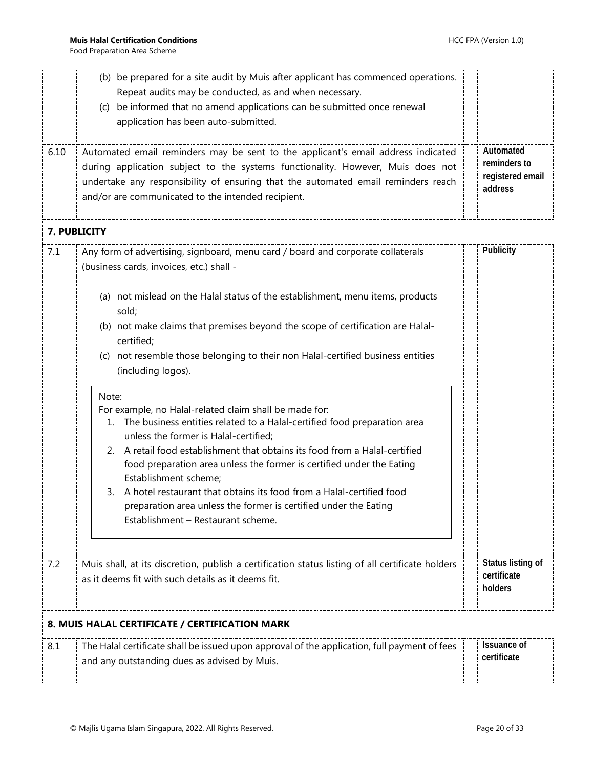| | | | |
|---|---|---|---|
| | (b) be prepared for a site audit by Muis after applicant has commenced operations. Repeat audits may be conducted, as and when necessary.<br>(c) be informed that no amend applications can be submitted once renewal application has been auto-submitted. | | |
| 6.10 | Automated email reminders may be sent to the applicant's email address indicated during application subject to the systems functionality. However, Muis does not undertake any responsibility of ensuring that the automated email reminders reach and/or are communicated to the intended recipient. | | **Automated reminders to registered email address** |
| **7. PUBLICITY** | | | |
| 7.1 | Any form of advertising, signboard, menu card / board and corporate collaterals (business cards, invoices, etc.) shall -<br><br>(a) not mislead on the Halal status of the establishment, menu items, products sold;<br>(b) not make claims that premises beyond the scope of certification are Halal-certified;<br>(c) not resemble those belonging to their non Halal-certified business entities (including logos).<br><br>Note:<br>For example, no Halal-related claim shall be made for:<br>1. The business entities related to a Halal-certified food preparation area unless the former is Halal-certified;<br>2. A retail food establishment that obtains its food from a Halal-certified food preparation area unless the former is certified under the Eating Establishment scheme;<br>3. A hotel restaurant that obtains its food from a Halal-certified food preparation area unless the former is certified under the Eating Establishment – Restaurant scheme. | | **Publicity** |
| 7.2 | Muis shall, at its discretion, publish a certification status listing of all certificate holders as it deems fit with such details as it deems fit. | | **Status listing of certificate holders** |
| **8. MUIS HALAL CERTIFICATE / CERTIFICATION MARK** | | | |
| 8.1 | The Halal certificate shall be issued upon approval of the application, full payment of fees and any outstanding dues as advised by Muis. | | **Issuance of certificate** |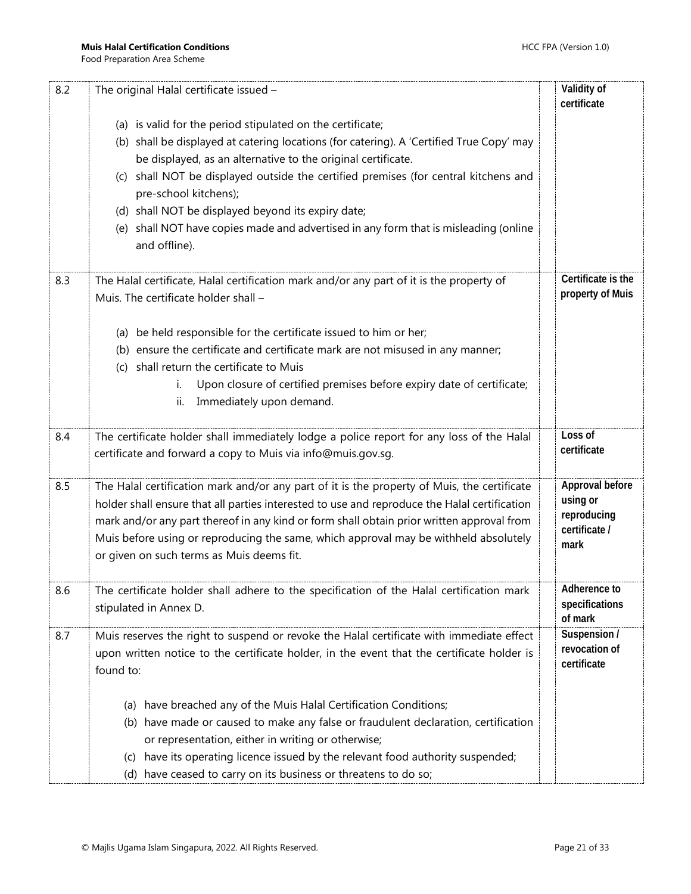| | | | |
|---|---|---|---|
| 8.2 | The original Halal certificate issued –<br><br>(a) is valid for the period stipulated on the certificate;<br>(b) shall be displayed at catering locations (for catering). A 'Certified True Copy' may be displayed, as an alternative to the original certificate.<br>(c) shall NOT be displayed outside the certified premises (for central kitchens and pre-school kitchens);<br>(d) shall NOT be displayed beyond its expiry date;<br>(e) shall NOT have copies made and advertised in any form that is misleading (online and offline). | | **Validity of certificate** |
| 8.3 | The Halal certificate, Halal certification mark and/or any part of it is the property of Muis. The certificate holder shall –<br><br>(a) be held responsible for the certificate issued to him or her;<br>(b) ensure the certificate and certificate mark are not misused in any manner;<br>(c) shall return the certificate to Muis<br>i. Upon closure of certified premises before expiry date of certificate;<br>ii. Immediately upon demand. | | **Certificate is the property of Muis** |
| 8.4 | The certificate holder shall immediately lodge a police report for any loss of the Halal certificate and forward a copy to Muis via info@muis.gov.sg. | | **Loss of certificate** |
| 8.5 | The Halal certification mark and/or any part of it is the property of Muis, the certificate holder shall ensure that all parties interested to use and reproduce the Halal certification mark and/or any part thereof in any kind or form shall obtain prior written approval from Muis before using or reproducing the same, which approval may be withheld absolutely or given on such terms as Muis deems fit. | | **Approval before using or reproducing certificate / mark** |
| 8.6 | The certificate holder shall adhere to the specification of the Halal certification mark stipulated in Annex D. | | **Adherence to specifications of mark** |
| 8.7 | Muis reserves the right to suspend or revoke the Halal certificate with immediate effect upon written notice to the certificate holder, in the event that the certificate holder is found to:<br><br>(a) have breached any of the Muis Halal Certification Conditions;<br>(b) have made or caused to make any false or fraudulent declaration, certification or representation, either in writing or otherwise;<br>(c) have its operating licence issued by the relevant food authority suspended;<br>(d) have ceased to carry on its business or threatens to do so; | | **Suspension / revocation of certificate** |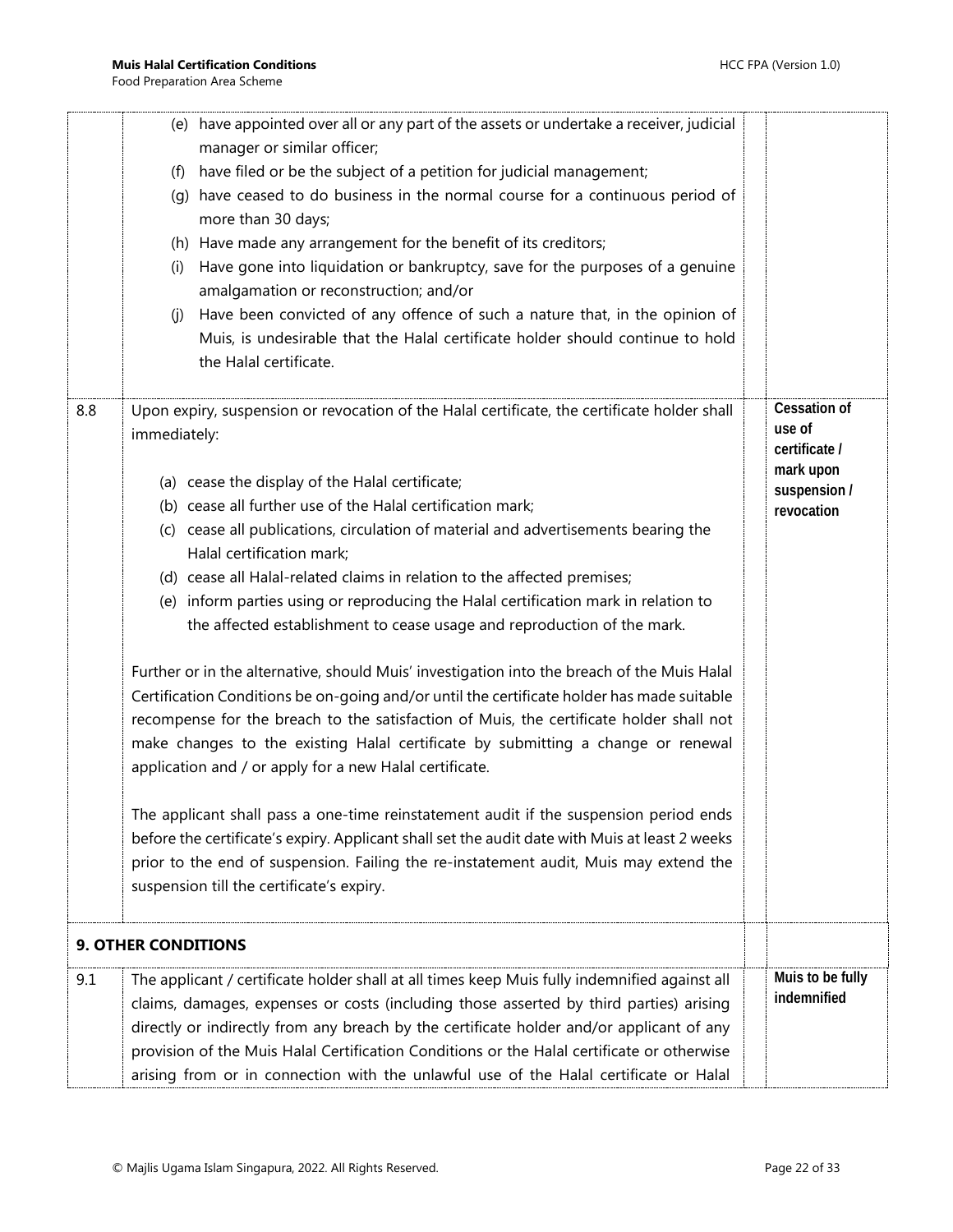| | | | |
|---|---|---|---|
| | (e) have appointed over all or any part of the assets or undertake a receiver, judicial manager or similar officer;<br>(f) have filed or be the subject of a petition for judicial management;<br>(g) have ceased to do business in the normal course for a continuous period of more than 30 days;<br>(h) Have made any arrangement for the benefit of its creditors;<br>(i) Have gone into liquidation or bankruptcy, save for the purposes of a genuine amalgamation or reconstruction; and/or<br>(j) Have been convicted of any offence of such a nature that, in the opinion of Muis, is undesirable that the Halal certificate holder should continue to hold the Halal certificate. | | |
| 8.8 | Upon expiry, suspension or revocation of the Halal certificate, the certificate holder shall immediately:<br><br>(a) cease the display of the Halal certificate;<br>(b) cease all further use of the Halal certification mark;<br>(c) cease all publications, circulation of material and advertisements bearing the Halal certification mark;<br>(d) cease all Halal-related claims in relation to the affected premises;<br>(e) inform parties using or reproducing the Halal certification mark in relation to the affected establishment to cease usage and reproduction of the mark.<br><br>Further or in the alternative, should Muis' investigation into the breach of the Muis Halal Certification Conditions be on-going and/or until the certificate holder has made suitable recompense for the breach to the satisfaction of Muis, the certificate holder shall not make changes to the existing Halal certificate by submitting a change or renewal application and / or apply for a new Halal certificate.<br><br>The applicant shall pass a one-time reinstatement audit if the suspension period ends before the certificate's expiry. Applicant shall set the audit date with Muis at least 2 weeks prior to the end of suspension. Failing the re-instatement audit, Muis may extend the suspension till the certificate's expiry. | | **Cessation of use of certificate / mark upon suspension / revocation** |
| **9. OTHER CONDITIONS** | | | |
| 9.1 | The applicant / certificate holder shall at all times keep Muis fully indemnified against all claims, damages, expenses or costs (including those asserted by third parties) arising directly or indirectly from any breach by the certificate holder and/or applicant of any provision of the Muis Halal Certification Conditions or the Halal certificate or otherwise arising from or in connection with the unlawful use of the Halal certificate or Halal | | **Muis to be fully indemnified** |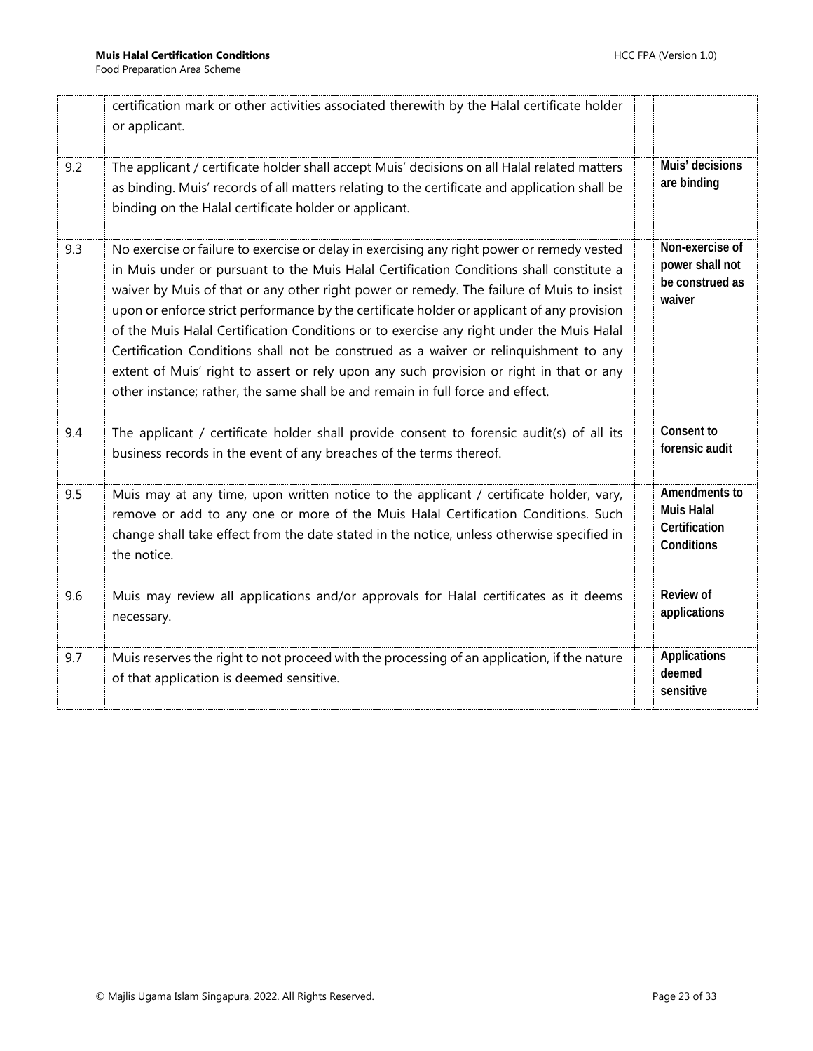| | | | |
|---|---|---|---|
| | certification mark or other activities associated therewith by the Halal certificate holder or applicant. | | |
| 9.2 | The applicant / certificate holder shall accept Muis' decisions on all Halal related matters as binding. Muis' records of all matters relating to the certificate and application shall be binding on the Halal certificate holder or applicant. | | **Muis' decisions are binding** |
| 9.3 | No exercise or failure to exercise or delay in exercising any right power or remedy vested in Muis under or pursuant to the Muis Halal Certification Conditions shall constitute a waiver by Muis of that or any other right power or remedy. The failure of Muis to insist upon or enforce strict performance by the certificate holder or applicant of any provision of the Muis Halal Certification Conditions or to exercise any right under the Muis Halal Certification Conditions shall not be construed as a waiver or relinquishment to any extent of Muis' right to assert or rely upon any such provision or right in that or any other instance; rather, the same shall be and remain in full force and effect. | | **Non-exercise of power shall not be construed as waiver** |
| 9.4 | The applicant / certificate holder shall provide consent to forensic audit(s) of all its business records in the event of any breaches of the terms thereof. | | **Consent to forensic audit** |
| 9.5 | Muis may at any time, upon written notice to the applicant / certificate holder, vary, remove or add to any one or more of the Muis Halal Certification Conditions. Such change shall take effect from the date stated in the notice, unless otherwise specified in the notice. | | **Amendments to Muis Halal Certification Conditions** |
| 9.6 | Muis may review all applications and/or approvals for Halal certificates as it deems necessary. | | **Review of applications** |
| 9.7 | Muis reserves the right to not proceed with the processing of an application, if the nature of that application is deemed sensitive. | | **Applications deemed sensitive** |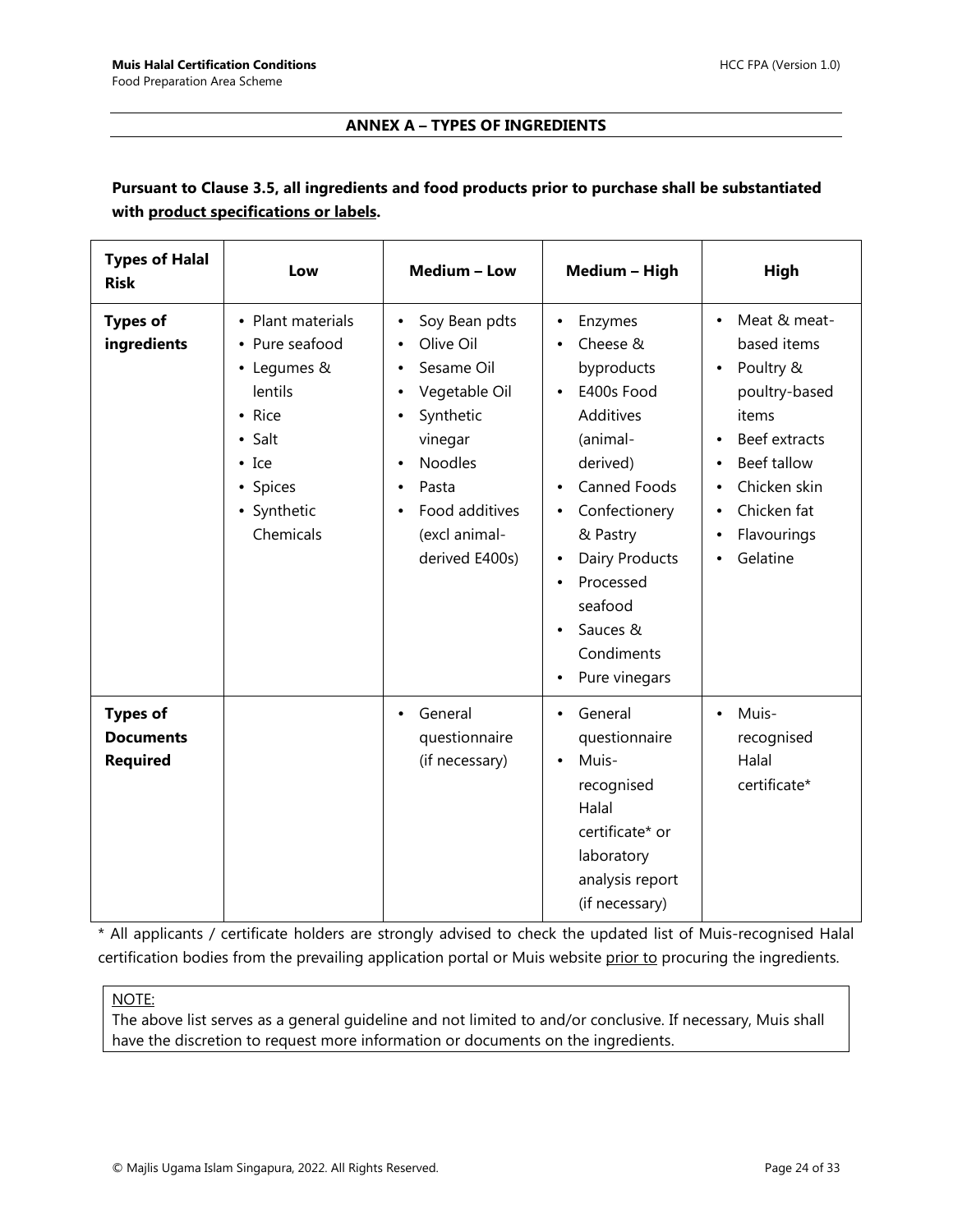## ANNEX A – TYPES OF INGREDIENTS

**Pursuant to Clause 3.5, all ingredients and food products prior to purchase shall be substantiated with product specifications or labels.**

| Types of Halal Risk | Low | Medium – Low | Medium – High | High |
|---|---|---|---|---|
| **Types of ingredients** | • Plant materials<br>• Pure seafood<br>• Legumes & lentils<br>• Rice<br>• Salt<br>• Ice<br>• Spices<br>• Synthetic Chemicals | • Soy Bean pdts<br>• Olive Oil<br>• Sesame Oil<br>• Vegetable Oil<br>• Synthetic vinegar<br>• Noodles<br>• Pasta<br>• Food additives (excl animal-derived E400s) | • Enzymes<br>• Cheese & byproducts<br>• E400s Food Additives (animal-derived)<br>• Canned Foods<br>• Confectionery & Pastry<br>• Dairy Products<br>• Processed seafood<br>• Sauces & Condiments<br>• Pure vinegars | • Meat & meat-based items<br>• Poultry & poultry-based items<br>• Beef extracts<br>• Beef tallow<br>• Chicken skin<br>• Chicken fat<br>• Flavourings<br>• Gelatine |
| **Types of Documents Required** | | • General questionnaire (if necessary) | • General questionnaire<br>• Muis-recognised Halal certificate* or laboratory analysis report (if necessary) | • Muis-recognised Halal certificate* |

\* All applicants / certificate holders are strongly advised to check the updated list of Muis-recognised Halal certification bodies from the prevailing application portal or Muis website prior to procuring the ingredients.

NOTE:
The above list serves as a general guideline and not limited to and/or conclusive. If necessary, Muis shall have the discretion to request more information or documents on the ingredients.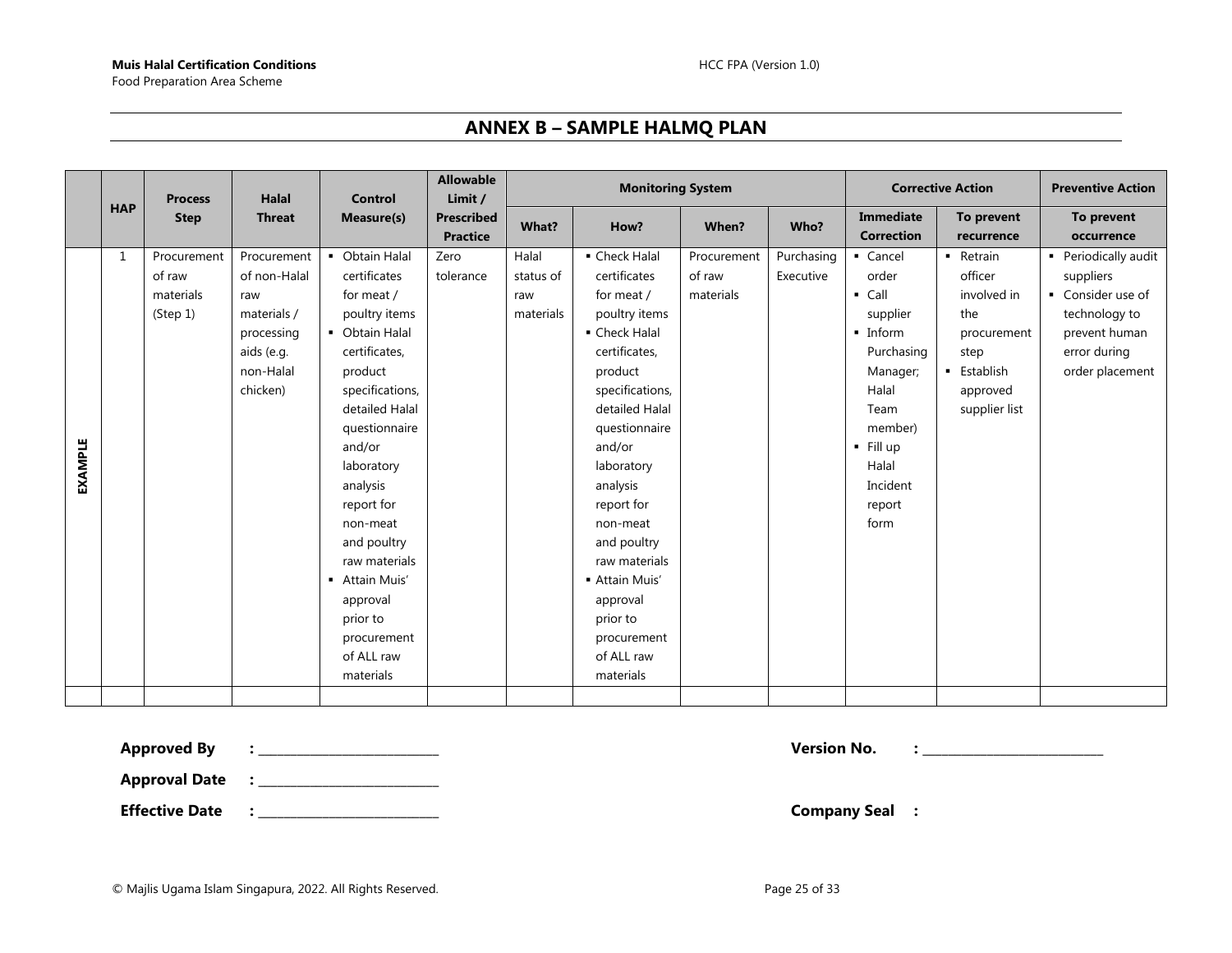## ANNEX B – SAMPLE HALMQ PLAN

| | HAP | Process Step | Halal Threat | Control Measure(s) | Allowable Limit / Prescribed Practice | Monitoring System | | | | Corrective Action | | Preventive Action |
|---|---|---|---|---|---|---|---|---|---|---|---|---|
| | | | | | | What? | How? | When? | Who? | Immediate Correction | To prevent recurrence | To prevent occurrence |
| EXAMPLE | 1 | Procurement of raw materials (Step 1) | Procurement of non-Halal raw materials / processing aids (e.g. non-Halal chicken) | ▪ Obtain Halal certificates for meat / poultry items<br>▪ Obtain Halal certificates, product specifications, detailed Halal questionnaire and/or laboratory analysis report for non-meat and poultry raw materials<br>▪ Attain Muis' approval prior to procurement of ALL raw materials | Zero tolerance | Halal status of raw materials | ▪ Check Halal certificates for meat / poultry items<br>▪ Check Halal certificates, product specifications, detailed Halal questionnaire and/or laboratory analysis report for non-meat and poultry raw materials<br>▪ Attain Muis' approval prior to procurement of ALL raw materials | Procurement of raw materials | Purchasing Executive | ▪ Cancel order<br>▪ Call supplier<br>▪ Inform Purchasing Manager; Halal Team member)<br>▪ Fill up Halal Incident report form | ▪ Retrain officer involved in the procurement step<br>▪ Establish approved supplier list | ▪ Periodically audit suppliers<br>▪ Consider use of technology to prevent human error during order placement |
| | | | | | | | | | | | | |

**Approved By** : ____________________________

**Approval Date** : ____________________________

**Effective Date** : ____________________________

**Version No.** : ____________________________

**Company Seal** :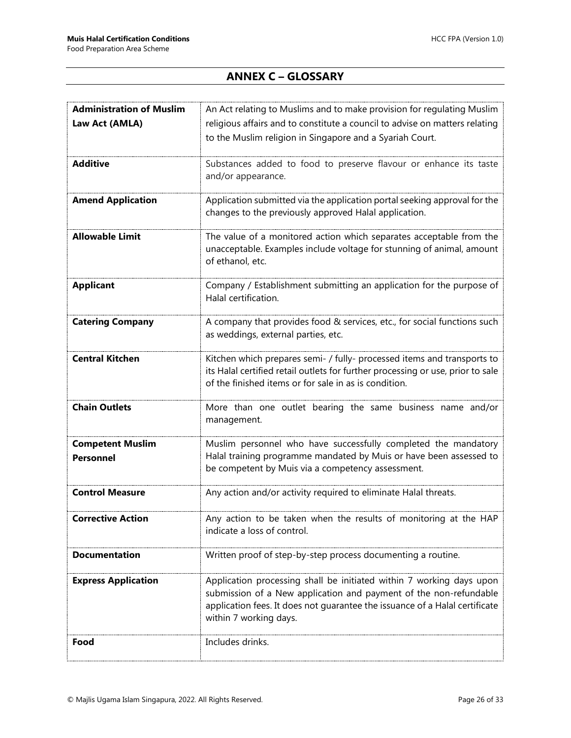## ANNEX C – GLOSSARY

| | |
|---|---|
| **Administration of Muslim Law Act (AMLA)** | An Act relating to Muslims and to make provision for regulating Muslim religious affairs and to constitute a council to advise on matters relating to the Muslim religion in Singapore and a Syariah Court. |
| **Additive** | Substances added to food to preserve flavour or enhance its taste and/or appearance. |
| **Amend Application** | Application submitted via the application portal seeking approval for the changes to the previously approved Halal application. |
| **Allowable Limit** | The value of a monitored action which separates acceptable from the unacceptable. Examples include voltage for stunning of animal, amount of ethanol, etc. |
| **Applicant** | Company / Establishment submitting an application for the purpose of Halal certification. |
| **Catering Company** | A company that provides food & services, etc., for social functions such as weddings, external parties, etc. |
| **Central Kitchen** | Kitchen which prepares semi- / fully- processed items and transports to its Halal certified retail outlets for further processing or use, prior to sale of the finished items or for sale in as is condition. |
| **Chain Outlets** | More than one outlet bearing the same business name and/or management. |
| **Competent Muslim Personnel** | Muslim personnel who have successfully completed the mandatory Halal training programme mandated by Muis or have been assessed to be competent by Muis via a competency assessment. |
| **Control Measure** | Any action and/or activity required to eliminate Halal threats. |
| **Corrective Action** | Any action to be taken when the results of monitoring at the HAP indicate a loss of control. |
| **Documentation** | Written proof of step-by-step process documenting a routine. |
| **Express Application** | Application processing shall be initiated within 7 working days upon submission of a New application and payment of the non-refundable application fees. It does not guarantee the issuance of a Halal certificate within 7 working days. |
| **Food** | Includes drinks. |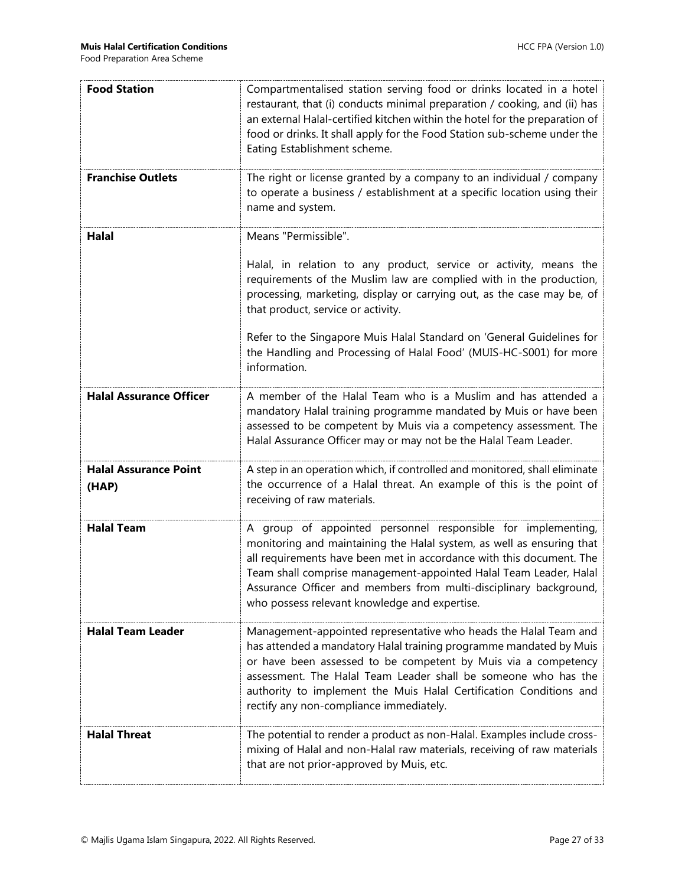| | |
|---|---|
| **Food Station** | Compartmentalised station serving food or drinks located in a hotel restaurant, that (i) conducts minimal preparation / cooking, and (ii) has an external Halal-certified kitchen within the hotel for the preparation of food or drinks. It shall apply for the Food Station sub-scheme under the Eating Establishment scheme. |
| **Franchise Outlets** | The right or license granted by a company to an individual / company to operate a business / establishment at a specific location using their name and system. |
| **Halal** | Means "Permissible".<br><br>Halal, in relation to any product, service or activity, means the requirements of the Muslim law are complied with in the production, processing, marketing, display or carrying out, as the case may be, of that product, service or activity.<br><br>Refer to the Singapore Muis Halal Standard on 'General Guidelines for the Handling and Processing of Halal Food' (MUIS-HC-S001) for more information. |
| **Halal Assurance Officer** | A member of the Halal Team who is a Muslim and has attended a mandatory Halal training programme mandated by Muis or have been assessed to be competent by Muis via a competency assessment. The Halal Assurance Officer may or may not be the Halal Team Leader. |
| **Halal Assurance Point (HAP)** | A step in an operation which, if controlled and monitored, shall eliminate the occurrence of a Halal threat. An example of this is the point of receiving of raw materials. |
| **Halal Team** | A group of appointed personnel responsible for implementing, monitoring and maintaining the Halal system, as well as ensuring that all requirements have been met in accordance with this document. The Team shall comprise management-appointed Halal Team Leader, Halal Assurance Officer and members from multi-disciplinary background, who possess relevant knowledge and expertise. |
| **Halal Team Leader** | Management-appointed representative who heads the Halal Team and has attended a mandatory Halal training programme mandated by Muis or have been assessed to be competent by Muis via a competency assessment. The Halal Team Leader shall be someone who has the authority to implement the Muis Halal Certification Conditions and rectify any non-compliance immediately. |
| **Halal Threat** | The potential to render a product as non-Halal. Examples include cross-mixing of Halal and non-Halal raw materials, receiving of raw materials that are not prior-approved by Muis, etc. |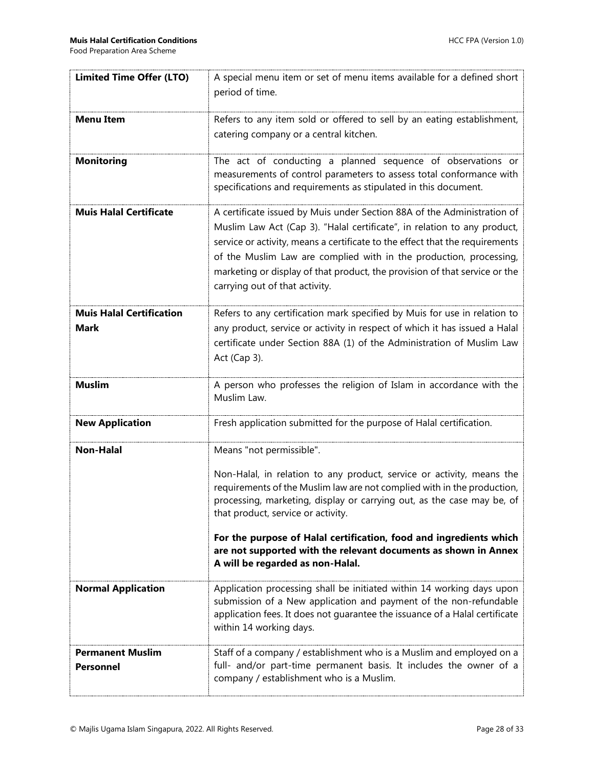| | |
|---|---|
| **Limited Time Offer (LTO)** | A special menu item or set of menu items available for a defined short period of time. |
| **Menu Item** | Refers to any item sold or offered to sell by an eating establishment, catering company or a central kitchen. |
| **Monitoring** | The act of conducting a planned sequence of observations or measurements of control parameters to assess total conformance with specifications and requirements as stipulated in this document. |
| **Muis Halal Certificate** | A certificate issued by Muis under Section 88A of the Administration of Muslim Law Act (Cap 3). "Halal certificate", in relation to any product, service or activity, means a certificate to the effect that the requirements of the Muslim Law are complied with in the production, processing, marketing or display of that product, the provision of that service or the carrying out of that activity. |
| **Muis Halal Certification Mark** | Refers to any certification mark specified by Muis for use in relation to any product, service or activity in respect of which it has issued a Halal certificate under Section 88A (1) of the Administration of Muslim Law Act (Cap 3). |
| **Muslim** | A person who professes the religion of Islam in accordance with the Muslim Law. |
| **New Application** | Fresh application submitted for the purpose of Halal certification. |
| **Non-Halal** | Means "not permissible".<br><br>Non-Halal, in relation to any product, service or activity, means the requirements of the Muslim law are not complied with in the production, processing, marketing, display or carrying out, as the case may be, of that product, service or activity.<br><br>**For the purpose of Halal certification, food and ingredients which are not supported with the relevant documents as shown in Annex A will be regarded as non-Halal.** |
| **Normal Application** | Application processing shall be initiated within 14 working days upon submission of a New application and payment of the non-refundable application fees. It does not guarantee the issuance of a Halal certificate within 14 working days. |
| **Permanent Muslim Personnel** | Staff of a company / establishment who is a Muslim and employed on a full- and/or part-time permanent basis. It includes the owner of a company / establishment who is a Muslim. |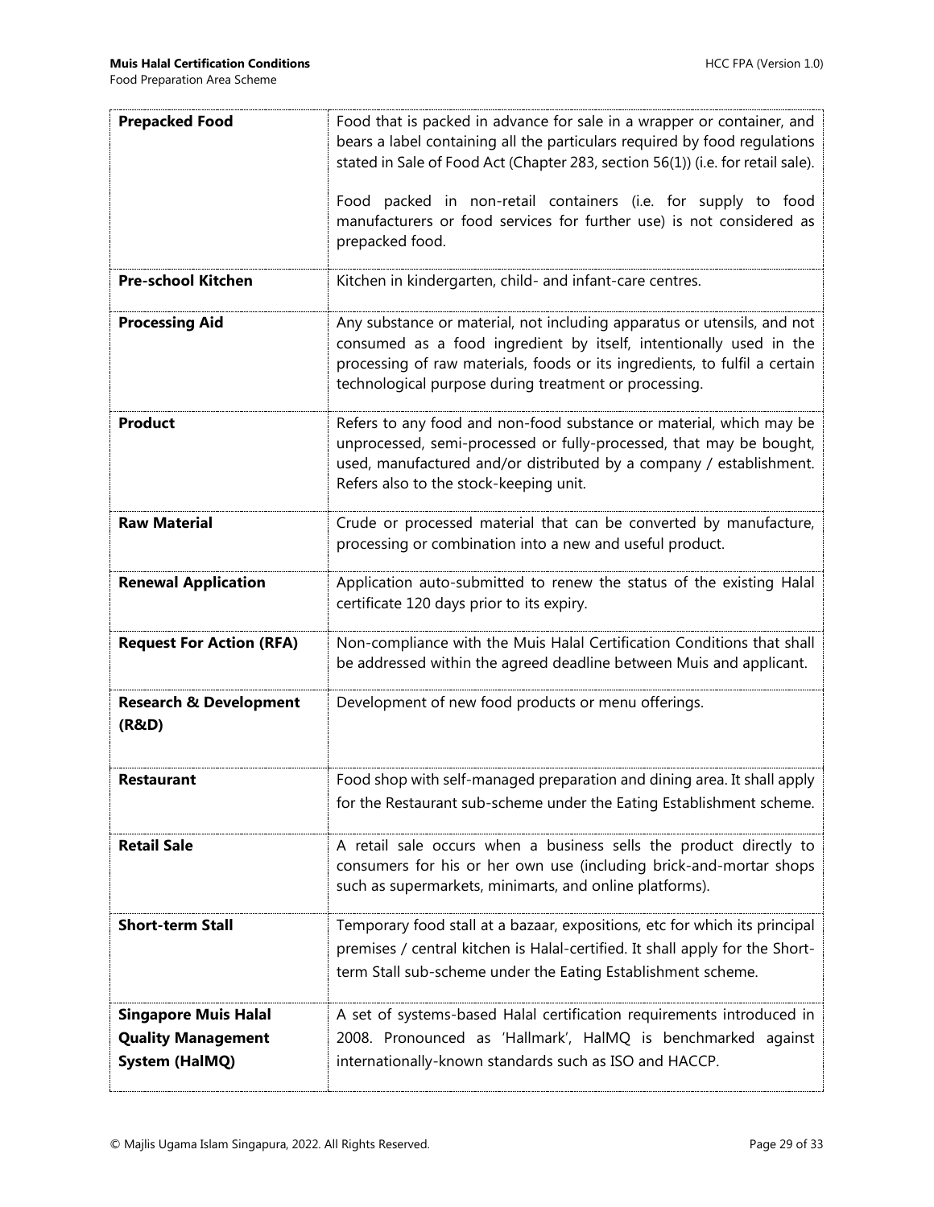| | |
|---|---|
| **Prepacked Food** | Food that is packed in advance for sale in a wrapper or container, and bears a label containing all the particulars required by food regulations stated in Sale of Food Act (Chapter 283, section 56(1)) (i.e. for retail sale).<br><br>Food packed in non-retail containers (i.e. for supply to food manufacturers or food services for further use) is not considered as prepacked food. |
| **Pre-school Kitchen** | Kitchen in kindergarten, child- and infant-care centres. |
| **Processing Aid** | Any substance or material, not including apparatus or utensils, and not consumed as a food ingredient by itself, intentionally used in the processing of raw materials, foods or its ingredients, to fulfil a certain technological purpose during treatment or processing. |
| **Product** | Refers to any food and non-food substance or material, which may be unprocessed, semi-processed or fully-processed, that may be bought, used, manufactured and/or distributed by a company / establishment. Refers also to the stock-keeping unit. |
| **Raw Material** | Crude or processed material that can be converted by manufacture, processing or combination into a new and useful product. |
| **Renewal Application** | Application auto-submitted to renew the status of the existing Halal certificate 120 days prior to its expiry. |
| **Request For Action (RFA)** | Non-compliance with the Muis Halal Certification Conditions that shall be addressed within the agreed deadline between Muis and applicant. |
| **Research & Development (R&D)** | Development of new food products or menu offerings. |
| **Restaurant** | Food shop with self-managed preparation and dining area. It shall apply for the Restaurant sub-scheme under the Eating Establishment scheme. |
| **Retail Sale** | A retail sale occurs when a business sells the product directly to consumers for his or her own use (including brick-and-mortar shops such as supermarkets, minimarts, and online platforms). |
| **Short-term Stall** | Temporary food stall at a bazaar, expositions, etc for which its principal premises / central kitchen is Halal-certified. It shall apply for the Short-term Stall sub-scheme under the Eating Establishment scheme. |
| **Singapore Muis Halal Quality Management System (HalMQ)** | A set of systems-based Halal certification requirements introduced in 2008. Pronounced as 'Hallmark', HalMQ is benchmarked against internationally-known standards such as ISO and HACCP. |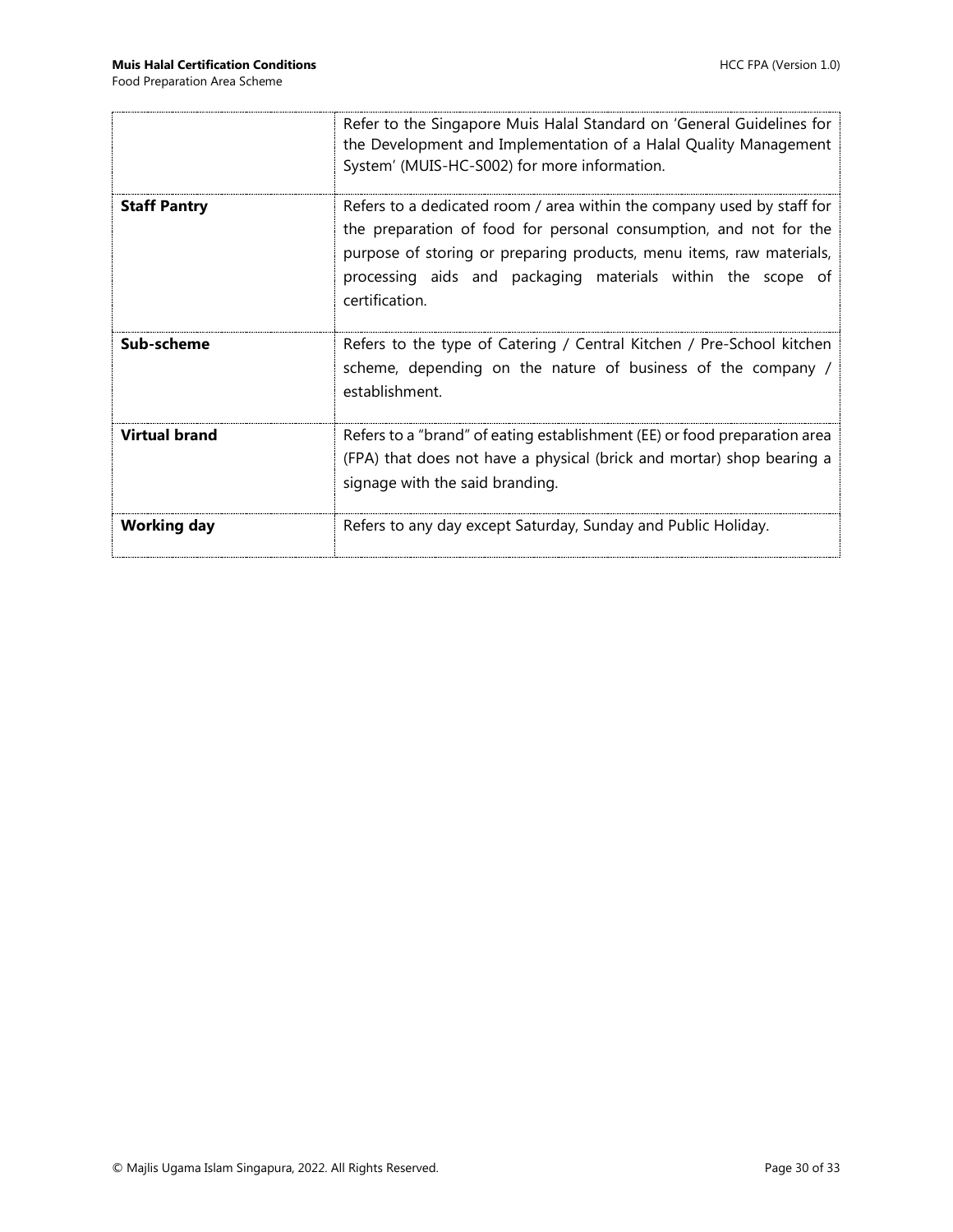| | |
|---|---|
| | Refer to the Singapore Muis Halal Standard on 'General Guidelines for the Development and Implementation of a Halal Quality Management System' (MUIS-HC-S002) for more information. |
| **Staff Pantry** | Refers to a dedicated room / area within the company used by staff for the preparation of food for personal consumption, and not for the purpose of storing or preparing products, menu items, raw materials, processing aids and packaging materials within the scope of certification. |
| **Sub-scheme** | Refers to the type of Catering / Central Kitchen / Pre-School kitchen scheme, depending on the nature of business of the company / establishment. |
| **Virtual brand** | Refers to a "brand" of eating establishment (EE) or food preparation area (FPA) that does not have a physical (brick and mortar) shop bearing a signage with the said branding. |
| **Working day** | Refers to any day except Saturday, Sunday and Public Holiday. |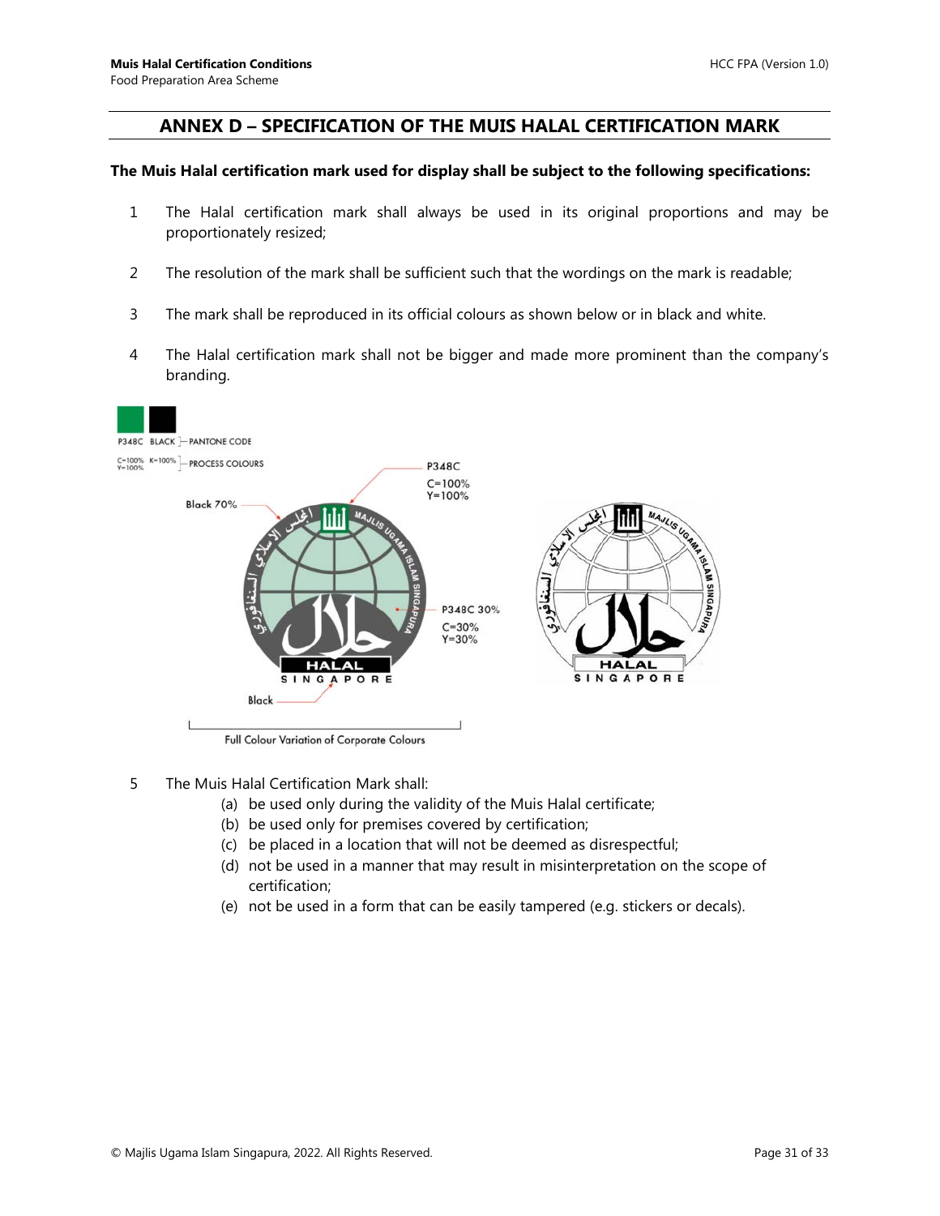## ANNEX D – SPECIFICATION OF THE MUIS HALAL CERTIFICATION MARK

**The Muis Halal certification mark used for display shall be subject to the following specifications:**

1. The Halal certification mark shall always be used in its original proportions and may be proportionately resized;

2. The resolution of the mark shall be sufficient such that the wordings on the mark is readable;

3. The mark shall be reproduced in its official colours as shown below or in black and white.

4. The Halal certification mark shall not be bigger and made more prominent than the company's branding.

P348C BLACK – PANTONE CODE

C=100% Y=100% K=100% – PROCESS COLOURS

P348C C=100% Y=100%

Black 70%

P348C 30% C=30% Y=30%

Black

Full Colour Variation of Corporate Colours

5. The Muis Halal Certification Mark shall:
   - (a) be used only during the validity of the Muis Halal certificate;
   - (b) be used only for premises covered by certification;
   - (c) be placed in a location that will not be deemed as disrespectful;
   - (d) not be used in a manner that may result in misinterpretation on the scope of certification;
   - (e) not be used in a form that can be easily tampered (e.g. stickers or decals).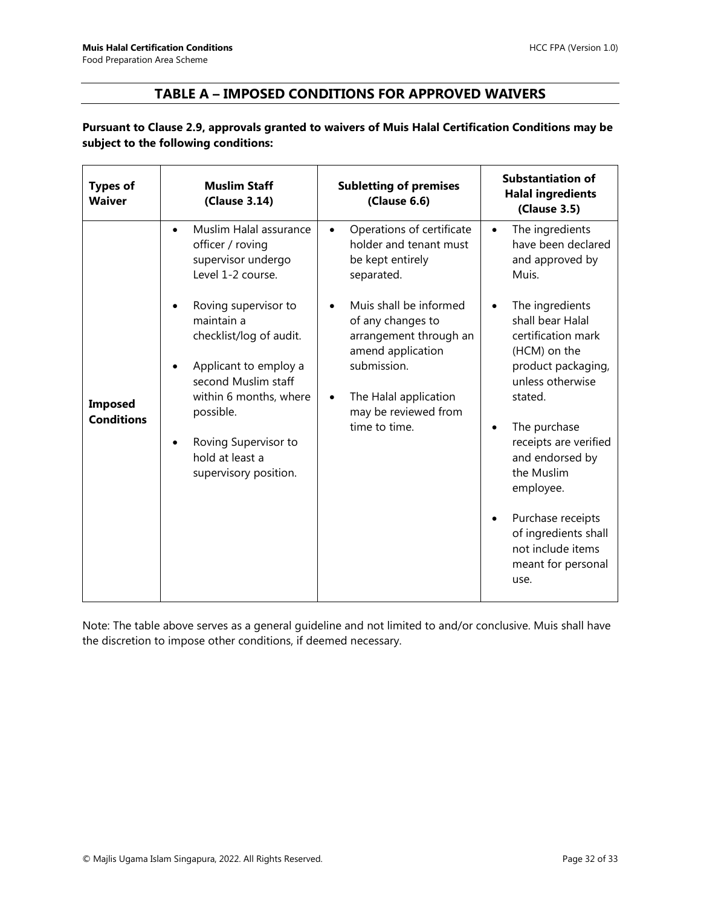## TABLE A – IMPOSED CONDITIONS FOR APPROVED WAIVERS

**Pursuant to Clause 2.9, approvals granted to waivers of Muis Halal Certification Conditions may be subject to the following conditions:**

| **Types of Waiver** | **Muslim Staff (Clause 3.14)** | **Subletting of premises (Clause 6.6)** | **Substantiation of Halal ingredients (Clause 3.5)** |
|---|---|---|---|
| **Imposed Conditions** | • Muslim Halal assurance officer / roving supervisor undergo Level 1-2 course.<br>• Roving supervisor to maintain a checklist/log of audit.<br>• Applicant to employ a second Muslim staff within 6 months, where possible.<br>• Roving Supervisor to hold at least a supervisory position. | • Operations of certificate holder and tenant must be kept entirely separated.<br>• Muis shall be informed of any changes to arrangement through an amend application submission.<br>• The Halal application may be reviewed from time to time. | • The ingredients have been declared and approved by Muis.<br>• The ingredients shall bear Halal certification mark (HCM) on the product packaging, unless otherwise stated.<br>• The purchase receipts are verified and endorsed by the Muslim employee.<br>• Purchase receipts of ingredients shall not include items meant for personal use. |

Note: The table above serves as a general guideline and not limited to and/or conclusive. Muis shall have the discretion to impose other conditions, if deemed necessary.